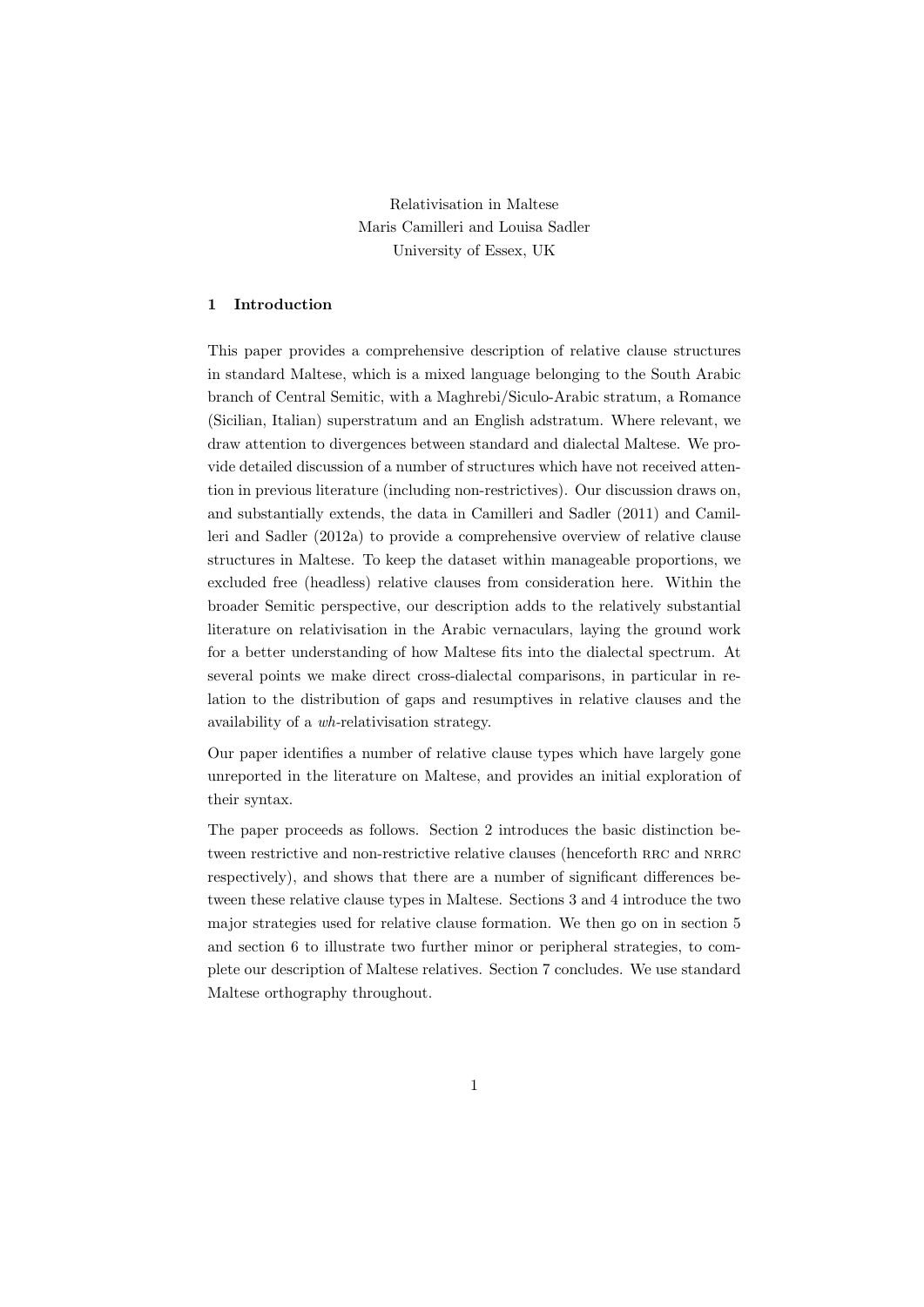Relativisation in Maltese

Maris Camilleri and Louisa Sadler

University of Essex, UK

## 1 Introduction

This paper provides a comprehensive description of relative clause structures in standard Maltese, which is a mixed language belonging to the South Arabic branch of Central Semitic, with a Maghrebi/Siculo-Arabic stratum, a Romance (Sicilian, Italian) superstratum and an English adstratum. Where relevant, we draw attention to divergences between standard and dialectal Maltese. We provide detailed discussion of a number of structures which have not received attention in previous literature (including non-restrictives). Our discussion draws on, and substantially extends, the data in Camilleri and Sadler (2011) and Camilleri and Sadler (2012a) to provide a comprehensive overview of relative clause structures in Maltese. To keep the dataset within manageable proportions, we excluded free (headless) relative clauses from consideration here. Within the broader Semitic perspective, our description adds to the relatively substantial literature on relativisation in the Arabic vernaculars, laying the ground work for a better understanding of how Maltese fits into the dialectal spectrum. At several points we make direct cross-dialectal comparisons, in particular in relation to the distribution of gaps and resumptives in relative clauses and the availability of a *wh*-relativisation strategy.

Our paper identifies a number of relative clause types which have largely gone unreported in the literature on Maltese, and provides an initial exploration of their syntax.

The paper proceeds as follows. Section 2 introduces the basic distinction between restrictive and non-restrictive relative clauses (henceforth RRC and NRRC respectively), and shows that there are a number of significant differences between these relative clause types in Maltese. Sections 3 and 4 introduce the two major strategies used for relative clause formation. We then go on in section 5 and section 6 to illustrate two further minor or peripheral strategies, to complete our description of Maltese relatives. Section 7 concludes. We use standard Maltese orthography throughout.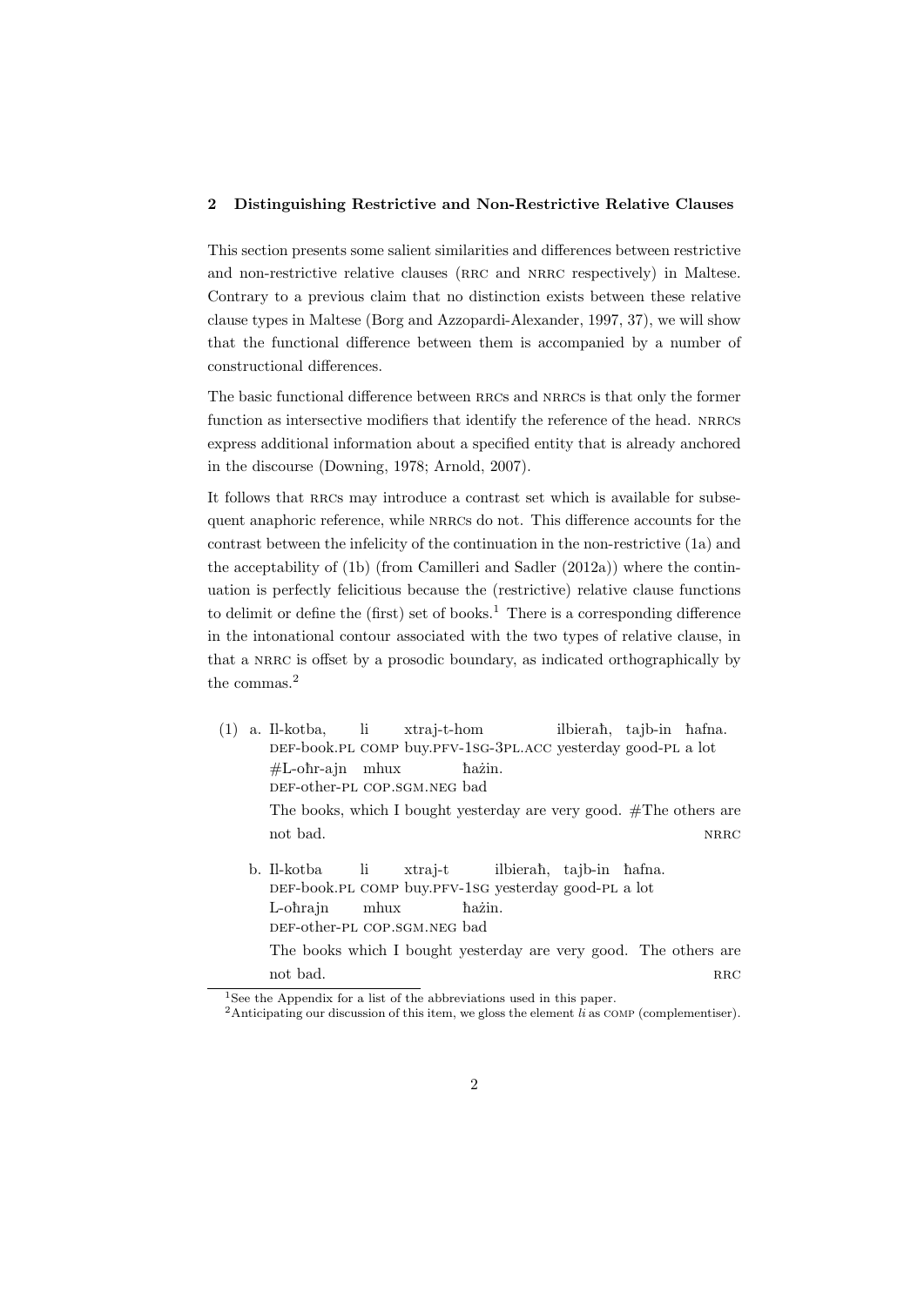## 2 Distinguishing Restrictive and Non-Restrictive Relative Clauses

This section presents some salient similarities and differences between restrictive and non-restrictive relative clauses (RRC and NRRC respectively) in Maltese. Contrary to a previous claim that no distinction exists between these relative clause types in Maltese (Borg and Azzopardi-Alexander, 1997, 37), we will show that the functional difference between them is accompanied by a number of constructional differences.

The basic functional difference between RRCs and NRRCs is that only the former function as intersective modifiers that identify the reference of the head. NRRCs express additional information about a specified entity that is already anchored in the discourse (Downing, 1978; Arnold, 2007).

It follows that RRCs may introduce a contrast set which is available for subsequent anaphoric reference, while NRRCs do not. This difference accounts for the contrast between the infelicity of the continuation in the non-restrictive (1a) and the acceptability of (1b) (from Camilleri and Sadler (2012a)) where the continuation is perfectly felicitous because the (restrictive) relative clause functions to delimit or define the (first) set of books.[1] There is a corresponding difference in the intonational contour associated with the two types of relative clause, in that a NRRC is offset by a prosodic boundary, as indicated orthographically by the commas.[2]

(1) a. Il-kotba, li xtraj-t-hom ilbieraħ, tajb-in ħafna.
DEF-book.PL COMP buy.PFV-1SG-3PL.ACC yesterday good-PL a lot
#L-oħr-ajn mhux ħażin.
DEF-other-PL COP.SGM.NEG bad
The books, which I bought yesterday are very good. #The others are not bad. NRRC

b. Il-kotba li xtraj-t ilbieraħ, tajb-in ħafna.
DEF-book.PL COMP buy.PFV-1SG yesterday good-PL a lot
L-oħrajn mhux ħażin.
DEF-other-PL COP.SGM.NEG bad
The books which I bought yesterday are very good. The others are not bad. RRC

[1] See the Appendix for a list of the abbreviations used in this paper.

[2] Anticipating our discussion of this item, we gloss the element *li* as COMP (complementiser).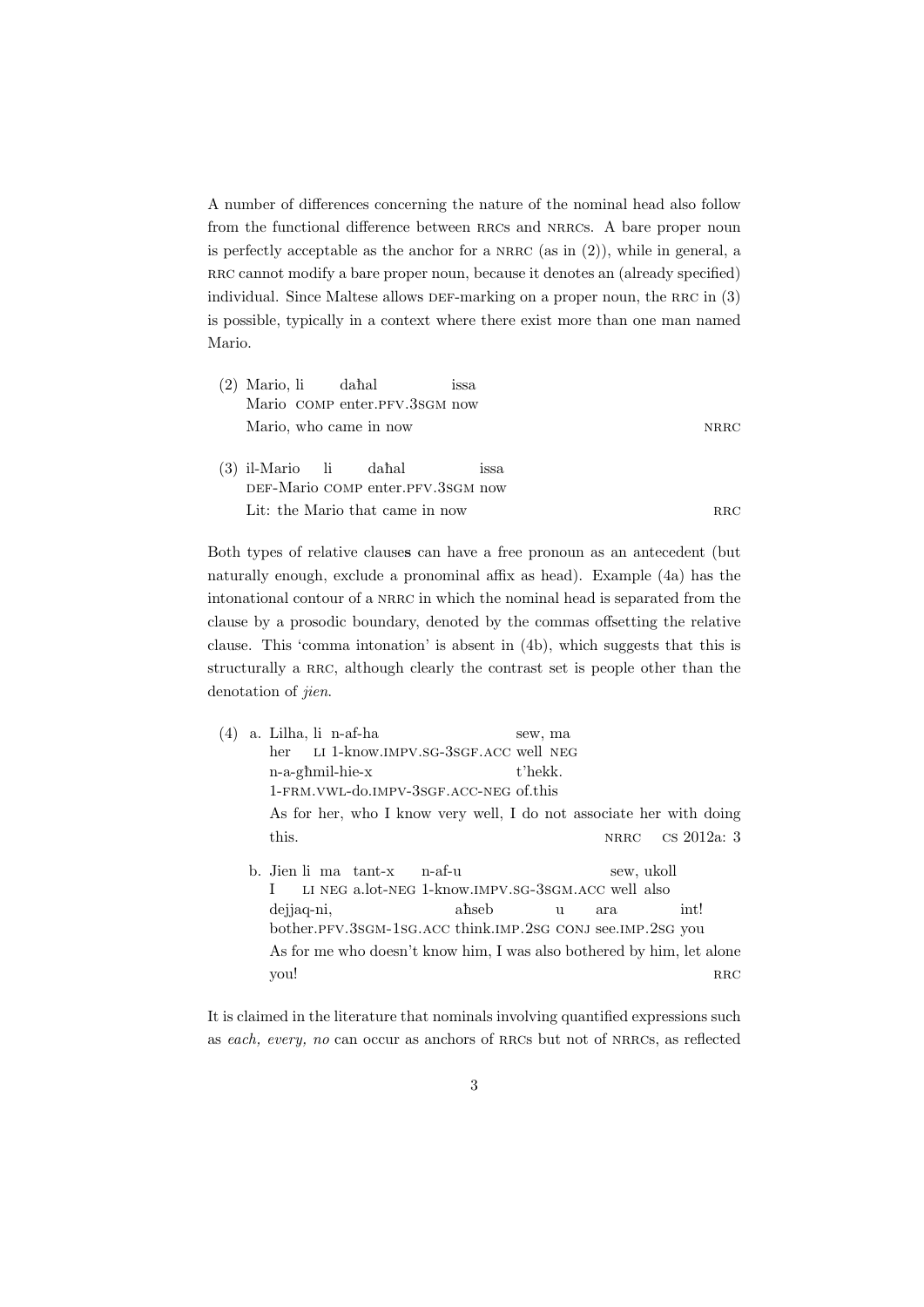A number of differences concerning the nature of the nominal head also follow from the functional difference between RRCs and NRRCs. A bare proper noun is perfectly acceptable as the anchor for a NRRC (as in (2)), while in general, a RRC cannot modify a bare proper noun, because it denotes an (already specified) individual. Since Maltese allows DEF-marking on a proper noun, the RRC in (3) is possible, typically in a context where there exist more than one man named Mario.

(2) Mario, li daħal issa
    Mario COMP enter.PFV.3SGM now
    Mario, who came in now — NRRC

(3) il-Mario li daħal issa
    DEF-Mario COMP enter.PFV.3SGM now
    Lit: the Mario that came in now — RRC

Both types of relative clauses can have a free pronoun as an antecedent (but naturally enough, exclude a pronominal affix as head). Example (4a) has the intonational contour of a NRRC in which the nominal head is separated from the clause by a prosodic boundary, denoted by the commas offsetting the relative clause. This 'comma intonation' is absent in (4b), which suggests that this is structurally a RRC, although clearly the contrast set is people other than the denotation of *jien*.

(4) a. Lilha, li n-af-ha sew, ma n-a-għmil-hie-x t'hekk.
       her LI 1-know.IMPV.SG-3SGF.ACC well NEG 1-FRM.VWL-do.IMPV-3SGF.ACC-NEG of.this
       As for her, who I know very well, I do not associate her with doing this. — NRRC CS 2012a: 3

    b. Jien li ma tant-x n-af-u sew, ukoll dejjaq-ni, aħseb u ara int!
       I LI NEG a.lot-NEG 1-know.IMPV.SG-3SGM.ACC well also bother.PFV.3SGM-1SG.ACC think.IMP.2SG CONJ see.IMP.2SG you
       As for me who doesn't know him, I was also bothered by him, let alone you! — RRC

It is claimed in the literature that nominals involving quantified expressions such as *each, every, no* can occur as anchors of RRCs but not of NRRCs, as reflected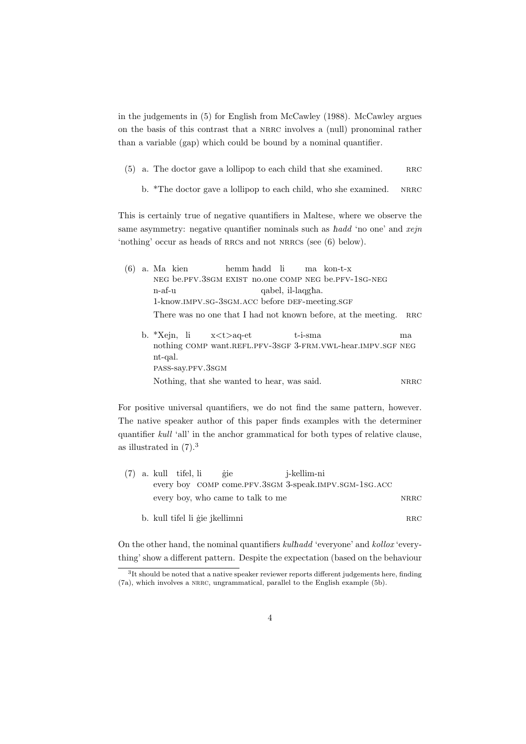in the judgements in (5) for English from McCawley (1988). McCawley argues on the basis of this contrast that a NRRC involves a (null) pronominal rather than a variable (gap) which could be bound by a nominal quantifier.

(5) a. The doctor gave a lollipop to each child that she examined. RRC

b. *The doctor gave a lollipop to each child, who she examined. NRRC

This is certainly true of negative quantifiers in Maltese, where we observe the same asymmetry: negative quantifier nominals such as *ħadd* 'no one' and *xejn* 'nothing' occur as heads of RRCs and not NRRCs (see (6) below).

(6) a. Ma kien hemm ħadd li ma kon-t-x
NEG be.PFV.3SGM EXIST no.one COMP NEG be.PFV-1SG-NEG
n-af-u qabel, il-laqgħa.
1-know.IMPV.SG-3SGM.ACC before DEF-meeting.SGF
There was no one that I had not known before, at the meeting. RRC

b. *Xejn, li x<t>aq-et t-i-sma ma
nothing COMP want.REFL.PFV-3SGF 3-FRM.VWL-hear.IMPV.SGF NEG
nt-qal.
PASS-say.PFV.3SGM
Nothing, that she wanted to hear, was said. NRRC

For positive universal quantifiers, we do not find the same pattern, however. The native speaker author of this paper finds examples with the determiner quantifier *kull* 'all' in the anchor grammatical for both types of relative clause, as illustrated in (7).[3]

(7) a. kull tifel, li ġie j-kellim-ni
every boy COMP come.PFV.3SGM 3-speak.IMPV.SGM-1SG.ACC
every boy, who came to talk to me NRRC

b. kull tifel li ġie jkellimni RRC

On the other hand, the nominal quantifiers *kulħadd* 'everyone' and *kollox* 'everything' show a different pattern. Despite the expectation (based on the behaviour

[3] It should be noted that a native speaker reviewer reports different judgements here, finding (7a), which involves a NRRC, ungrammatical, parallel to the English example (5b).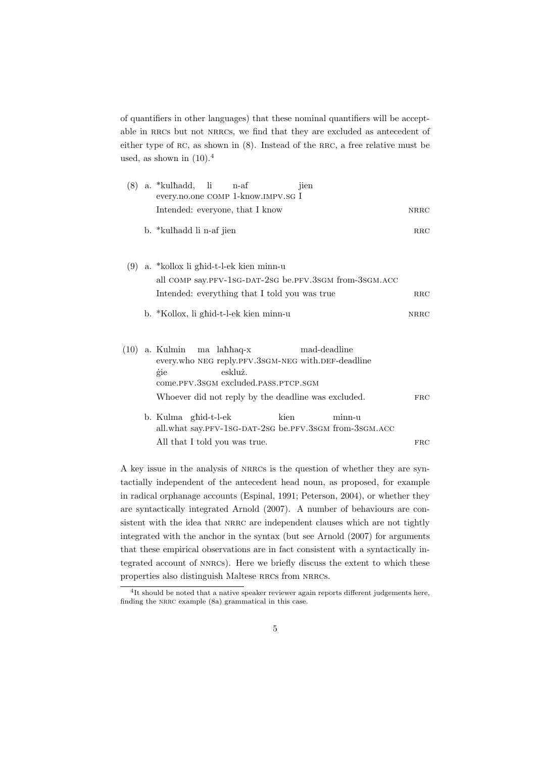of quantifiers in other languages) that these nominal quantifiers will be acceptable in RRCs but not NRRCs, we find that they are excluded as antecedent of either type of RC, as shown in (8). Instead of the RRC, a free relative must be used, as shown in (10).[4]

(8) a. \*kulħadd, li n-af jien
every.no.one COMP 1-know.IMPV.SG I
Intended: everyone, that I know — NRRC

b. \*kulħadd li n-af jien — RRC

(9) a. \*kollox li għid-t-l-ek kien minn-u
all COMP say.PFV-1SG-DAT-2SG be.PFV.3SGM from-3SGM.ACC
Intended: everything that I told you was true — RRC

b. \*Kollox, li għid-t-l-ek kien minn-u — NRRC

(10) a. Kulmin ma laħħaq-x mad-deadline
every.who NEG reply.PFV.3SGM-NEG with.DEF-deadline
ġie eskluż.
come.PFV.3SGM excluded.PASS.PTCP.SGM
Whoever did not reply by the deadline was excluded. — FRC

b. Kulma għid-t-l-ek kien minn-u
all.what say.PFV-1SG-DAT-2SG be.PFV.3SGM from-3SGM.ACC
All that I told you was true. — FRC

A key issue in the analysis of NRRCs is the question of whether they are syntactially independent of the antecedent head noun, as proposed, for example in radical orphanage accounts (Espinal, 1991; Peterson, 2004), or whether they are syntactically integrated Arnold (2007). A number of behaviours are consistent with the idea that NRRC are independent clauses which are not tightly integrated with the anchor in the syntax (but see Arnold (2007) for arguments that these empirical observations are in fact consistent with a syntactically integrated account of NNRCs). Here we briefly discuss the extent to which these properties also distinguish Maltese RRCs from NRRCs.

[4] It should be noted that a native speaker reviewer again reports different judgements here, finding the NRRC example (8a) grammatical in this case.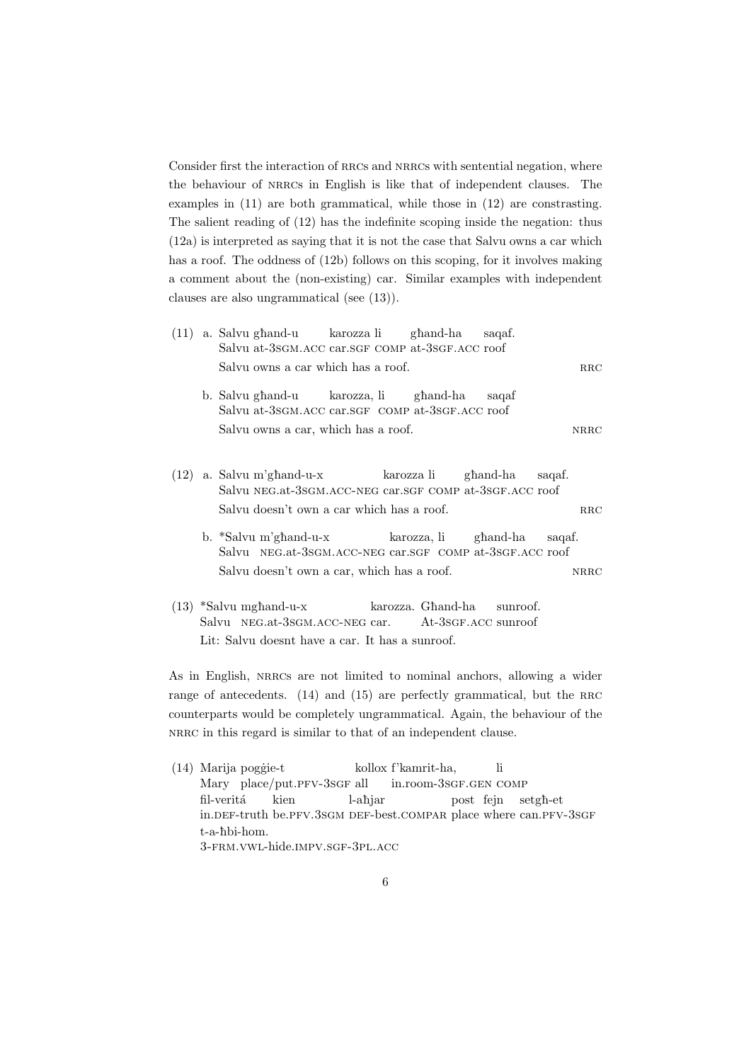Consider first the interaction of RRCs and NRRCs with sentential negation, where the behaviour of NRRCs in English is like that of independent clauses. The examples in (11) are both grammatical, while those in (12) are constrasting. The salient reading of (12) has the indefinite scoping inside the negation: thus (12a) is interpreted as saying that it is not the case that Salvu owns a car which has a roof. The oddness of (12b) follows on this scoping, for it involves making a comment about the (non-existing) car. Similar examples with independent clauses are also ungrammatical (see (13)).

(11) a. Salvu għand-u karozza li għand-ha saqaf.
Salvu at-3SGM.ACC car.SGF COMP at-3SGF.ACC roof
Salvu owns a car which has a roof. — RRC

b. Salvu għand-u karozza, li għand-ha saqaf
Salvu at-3SGM.ACC car.SGF COMP at-3SGF.ACC roof
Salvu owns a car, which has a roof. — NRRC

(12) a. Salvu m'għand-u-x karozza li għand-ha saqaf.
Salvu NEG.at-3SGM.ACC-NEG car.SGF COMP at-3SGF.ACC roof
Salvu doesn't own a car which has a roof. — RRC

b. *Salvu m'għand-u-x karozza, li għand-ha saqaf.
Salvu NEG.at-3SGM.ACC-NEG car.SGF COMP at-3SGF.ACC roof
Salvu doesn't own a car, which has a roof. — NRRC

(13) *Salvu mgħand-u-x karozza. Għand-ha sunroof.
Salvu NEG.at-3SGM.ACC-NEG car. At-3SGF.ACC sunroof
Lit: Salvu doesnt have a car. It has a sunroof.

As in English, NRRCs are not limited to nominal anchors, allowing a wider range of antecedents. (14) and (15) are perfectly grammatical, but the RRC counterparts would be completely ungrammatical. Again, the behaviour of the NRRC in this regard is similar to that of an independent clause.

(14) Marija poġġie-t kollox f'kamrit-ha, li
Mary place/put.PFV-3SGF all in.room-3SGF.GEN COMP
fil-veritá kien l-aħjar post fejn setgħ-et
in.DEF-truth be.PFV.3SGM DEF-best.COMPAR place where can.PFV-3SGF
t-a-ħbi-hom.
3-FRM.VWL-hide.IMPV.SGF-3PL.ACC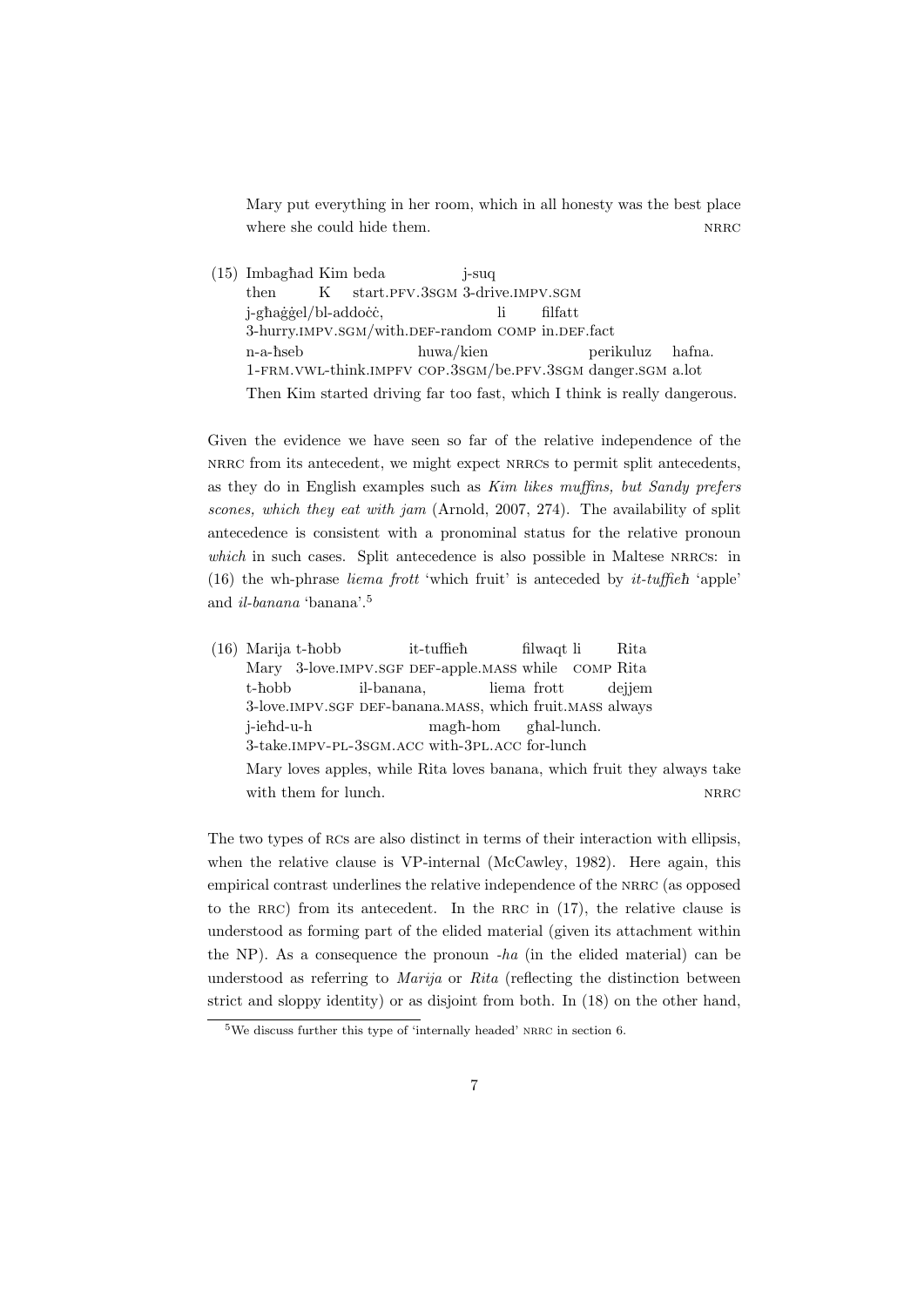Mary put everything in her room, which in all honesty was the best place where she could hide them. NRRC

(15) Imbagħad Kim beda j-suq
then K start.PFV.3SGM 3-drive.IMPV.SGM
j-għaġġel/bl-addoċċ, li filfatt
3-hurry.IMPV.SGM/with.DEF-random COMP in.DEF.fact
n-a-ħseb huwa/kien perikuluz ħafna.
1-FRM.VWL-think.IMPFV COP.3SGM/be.PFV.3SGM danger.SGM a.lot
Then Kim started driving far too fast, which I think is really dangerous.

Given the evidence we have seen so far of the relative independence of the NRRC from its antecedent, we might expect NRRCs to permit split antecedents, as they do in English examples such as *Kim likes muffins, but Sandy prefers scones, which they eat with jam* (Arnold, 2007, 274). The availability of split antecedence is consistent with a pronominal status for the relative pronoun *which* in such cases. Split antecedence is also possible in Maltese NRRCs: in (16) the wh-phrase *liema frott* 'which fruit' is anteceded by *it-tuffieħ* 'apple' and *il-banana* 'banana'.[5]

(16) Marija t-ħobb it-tuffieħ filwaqt li Rita
Mary 3-love.IMPV.SGF DEF-apple.MASS while COMP Rita
t-ħobb il-banana, liema frott dejjem
3-love.IMPV.SGF DEF-banana.MASS, which fruit.MASS always
j-ieħd-u-h magħ-hom għal-lunch.
3-take.IMPV-PL-3SGM.ACC with-3PL.ACC for-lunch
Mary loves apples, while Rita loves banana, which fruit they always take with them for lunch. NRRC

The two types of RCs are also distinct in terms of their interaction with ellipsis, when the relative clause is VP-internal (McCawley, 1982). Here again, this empirical contrast underlines the relative independence of the NRRC (as opposed to the RRC) from its antecedent. In the RRC in (17), the relative clause is understood as forming part of the elided material (given its attachment within the NP). As a consequence the pronoun *-ha* (in the elided material) can be understood as referring to *Marija* or *Rita* (reflecting the distinction between strict and sloppy identity) or as disjoint from both. In (18) on the other hand,

[5] We discuss further this type of 'internally headed' NRRC in section 6.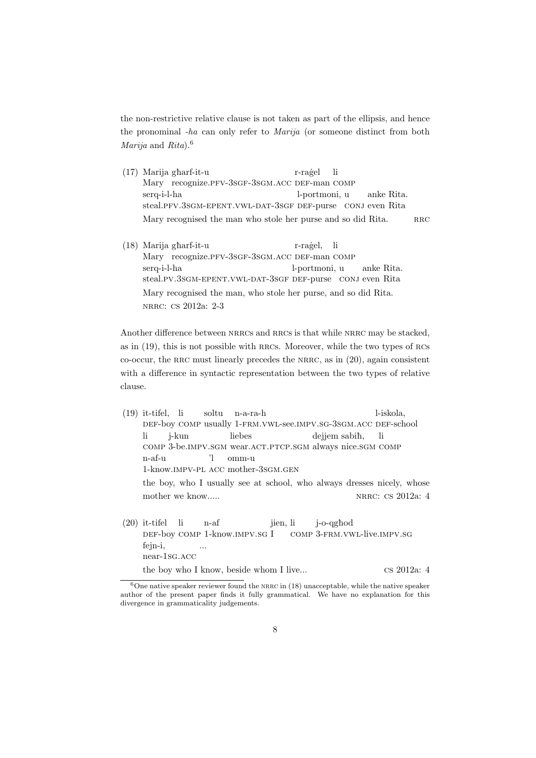the non-restrictive relative clause is not taken as part of the ellipsis, and hence the pronominal *-ha* can only refer to *Marija* (or someone distinct from both *Marija* and *Rita*).[6]

(17) Marija għarf-it-u r-raġel li
Mary recognize.PFV-3SGF-3SGM.ACC DEF-man COMP
serq-i-l-ha l-portmoni, u anke Rita.
steal.PFV.3SGM-EPENT.VWL-DAT-3SGF DEF-purse CONJ even Rita
Mary recognised the man who stole her purse and so did Rita. RRC

(18) Marija għarf-it-u r-raġel, li
Mary recognize.PFV-3SGF-3SGM.ACC DEF-man COMP
serq-i-l-ha l-portmoni, u anke Rita.
steal.PV.3SGM-EPENT.VWL-DAT-3SGF DEF-purse CONJ even Rita
Mary recognised the man, who stole her purse, and so did Rita.
NRRC: CS 2012a: 2-3

Another difference between NRRCs and RRCs is that while NRRC may be stacked, as in (19), this is not possible with RRCs. Moreover, while the two types of RCs co-occur, the RRC must linearly precedes the NRRC, as in (20), again consistent with a difference in syntactic representation between the two types of relative clause.

(19) it-tifel, li soltu n-a-ra-h l-iskola,
DEF-boy COMP usually 1-FRM.VWL-see.IMPV.SG-3SGM.ACC DEF-school
li j-kun liebes dejjem sabiħ, li
COMP 3-be.IMPV.SGM wear.ACT.PTCP.SGM always nice.SGM COMP
n-af-u 'l omm-u
1-know.IMPV-PL ACC mother-3SGM.GEN
the boy, who I usually see at school, who always dresses nicely, whose mother we know..... NRRC: CS 2012a: 4

(20) it-tifel li n-af jien, li j-o-qgħod
DEF-boy COMP 1-know.IMPV.SG I COMP 3-FRM.VWL-live.IMPV.SG
fejn-i, ...
near-1SG.ACC
the boy who I know, beside whom I live... CS 2012a: 4

[6] One native speaker reviewer found the NRRC in (18) unacceptable, while the native speaker author of the present paper finds it fully grammatical. We have no explanation for this divergence in grammaticality judgements.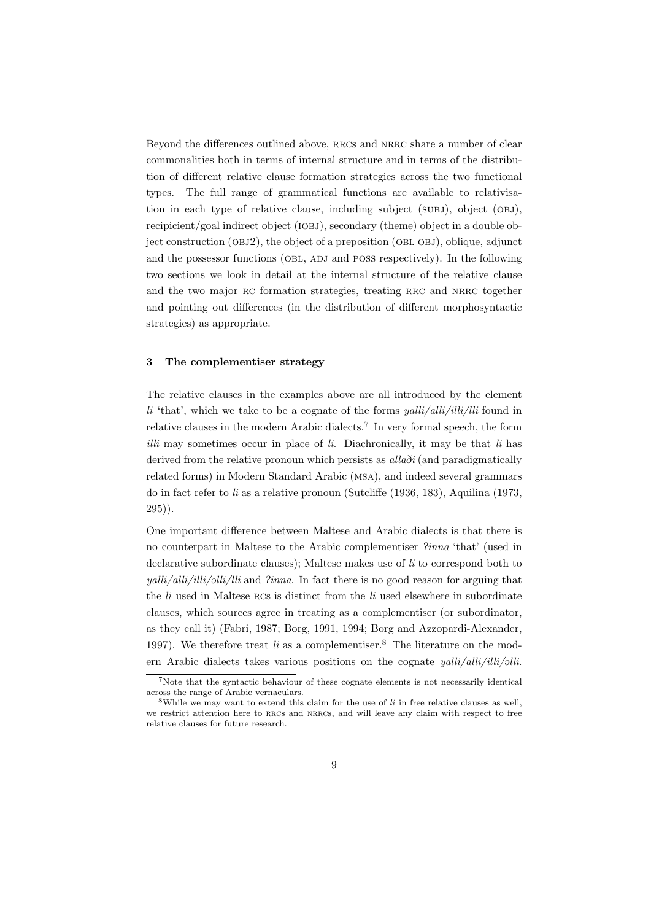Beyond the differences outlined above, RRCs and NRRC share a number of clear commonalities both in terms of internal structure and in terms of the distribution of different relative clause formation strategies across the two functional types. The full range of grammatical functions are available to relativisation in each type of relative clause, including subject (SUBJ), object (OBJ), recipicient/goal indirect object (IOBJ), secondary (theme) object in a double object construction (OBJ2), the object of a preposition (OBL OBJ), oblique, adjunct and the possessor functions (OBL, ADJ and POSS respectively). In the following two sections we look in detail at the internal structure of the relative clause and the two major RC formation strategies, treating RRC and NRRC together and pointing out differences (in the distribution of different morphosyntactic strategies) as appropriate.

## 3 The complementiser strategy

The relative clauses in the examples above are all introduced by the element *li* 'that', which we take to be a cognate of the forms *yalli/alli/illi/lli* found in relative clauses in the modern Arabic dialects.[7] In very formal speech, the form *illi* may sometimes occur in place of *li*. Diachronically, it may be that *li* has derived from the relative pronoun which persists as *allaði* (and paradigmatically related forms) in Modern Standard Arabic (MSA), and indeed several grammars do in fact refer to *li* as a relative pronoun (Sutcliffe (1936, 183), Aquilina (1973, 295)).

One important difference between Maltese and Arabic dialects is that there is no counterpart in Maltese to the Arabic complementiser *ʔinna* 'that' (used in declarative subordinate clauses); Maltese makes use of *li* to correspond both to *yalli/alli/illi/əlli/lli* and *ʔinna*. In fact there is no good reason for arguing that the *li* used in Maltese RCs is distinct from the *li* used elsewhere in subordinate clauses, which sources agree in treating as a complementiser (or subordinator, as they call it) (Fabri, 1987; Borg, 1991, 1994; Borg and Azzopardi-Alexander, 1997). We therefore treat *li* as a complementiser.[8] The literature on the modern Arabic dialects takes various positions on the cognate *yalli/alli/illi/əlli*.

[7] Note that the syntactic behaviour of these cognate elements is not necessarily identical across the range of Arabic vernaculars.

[8] While we may want to extend this claim for the use of *li* in free relative clauses as well, we restrict attention here to RRCs and NRRCs, and will leave any claim with respect to free relative clauses for future research.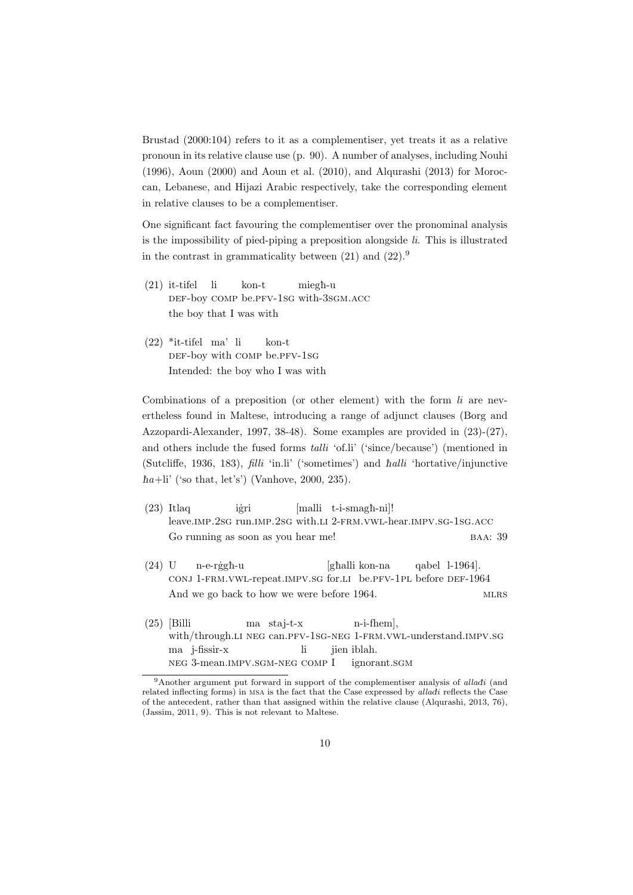Brustad (2000:104) refers to it as a complementiser, yet treats it as a relative pronoun in its relative clause use (p. 90). A number of analyses, including Nouhi (1996), Aoun (2000) and Aoun et al. (2010), and Alqurashi (2013) for Moroccan, Lebanese, and Hijazi Arabic respectively, take the corresponding element in relative clauses to be a complementiser.

One significant fact favouring the complementiser over the pronominal analysis is the impossibility of pied-piping a preposition alongside *li*. This is illustrated in the contrast in grammaticality between (21) and (22).[9]

(21) it-tifel li kon-t miegħ-u
 DEF-boy COMP be.PFV-1SG with-3SGM.ACC
 the boy that I was with

(22) *it-tifel ma' li kon-t
 DEF-boy with COMP be.PFV-1SG
 Intended: the boy who I was with

Combinations of a preposition (or other element) with the form *li* are nevertheless found in Maltese, introducing a range of adjunct clauses (Borg and Azzopardi-Alexander, 1997, 38-48). Some examples are provided in (23)-(27), and others include the fused forms *talli* 'of.li' ('since/because') (mentioned in (Sutcliffe, 1936, 183), *filli* 'in.li' ('sometimes') and *ħalli* 'hortative/injunctive *ħa*+li' ('so that, let's') (Vanhove, 2000, 235).

(23) Itlaq iġri [malli t-i-smagħ-ni]!
 leave.IMP.2SG run.IMP.2SG with.LI 2-FRM.VWL-hear.IMPV.SG-1SG.ACC
 Go running as soon as you hear me! BAA: 39

(24) U n-e-rġgħ-u [għalli kon-na qabel l-1964].
 CONJ 1-FRM.VWL-repeat.IMPV.SG for.LI be.PFV-1PL before DEF-1964
 And we go back to how we were before 1964. MLRS

(25) [Billi ma staj-t-x n-i-fhem],
 with/through.LI NEG can.PFV-1SG-NEG 1-FRM.VWL-understand.IMPV.SG
 ma j-fissir-x li jien iblah.
 NEG 3-mean.IMPV.SGM-NEG COMP I ignorant.SGM

[9] Another argument put forward in support of the complementiser analysis of *allaðī* (and related inflecting forms) in MSA is the fact that the Case expressed by *allaðī* reflects the Case of the antecedent, rather than that assigned within the relative clause (Alqurashi, 2013, 76), (Jassim, 2011, 9). This is not relevant to Maltese.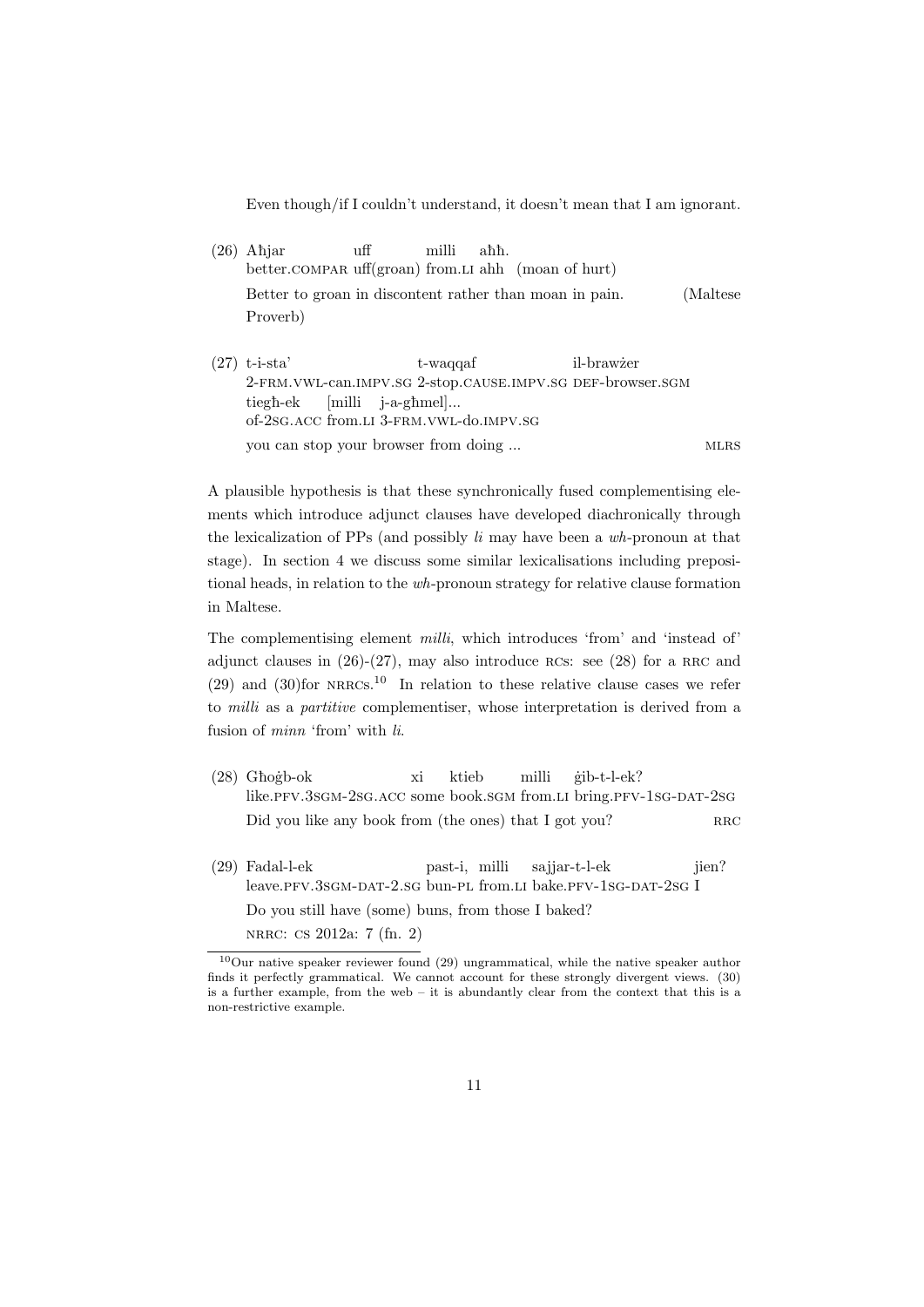Even though/if I couldn't understand, it doesn't mean that I am ignorant.

(26) Aħjar uff milli aħħ.
better.COMPAR uff(groan) from.LI ahh (moan of hurt)
Better to groan in discontent rather than moan in pain. (Maltese Proverb)

(27) t-i-sta' t-waqqaf il-brawżer
2-FRM.VWL-can.IMPV.SG 2-stop.CAUSE.IMPV.SG DEF-browser.SGM
tiegħ-ek [milli j-a-għmel]...
of-2SG.ACC from.LI 3-FRM.VWL-do.IMPV.SG
you can stop your browser from doing ... MLRS

A plausible hypothesis is that these synchronically fused complementising elements which introduce adjunct clauses have developed diachronically through the lexicalization of PPs (and possibly *li* may have been a *wh*-pronoun at that stage). In section 4 we discuss some similar lexicalisations including prepositional heads, in relation to the *wh*-pronoun strategy for relative clause formation in Maltese.

The complementising element *milli*, which introduces 'from' and 'instead of' adjunct clauses in (26)-(27), may also introduce RCs: see (28) for a RRC and (29) and (30)for NRRCs.[10] In relation to these relative clause cases we refer to *milli* as a *partitive* complementiser, whose interpretation is derived from a fusion of *minn* 'from' with *li*.

(28) Għoġb-ok xi ktieb milli ġib-t-l-ek?
like.PFV.3SGM-2SG.ACC some book.SGM from.LI bring.PFV-1SG-DAT-2SG
Did you like any book from (the ones) that I got you? RRC

(29) Fadal-l-ek past-i, milli sajjar-t-l-ek jien?
leave.PFV.3SGM-DAT-2.SG bun-PL from.LI bake.PFV-1SG-DAT-2SG I
Do you still have (some) buns, from those I baked?
NRRC: CS 2012a: 7 (fn. 2)

[10] Our native speaker reviewer found (29) ungrammatical, while the native speaker author finds it perfectly grammatical. We cannot account for these strongly divergent views. (30) is a further example, from the web – it is abundantly clear from the context that this is a non-restrictive example.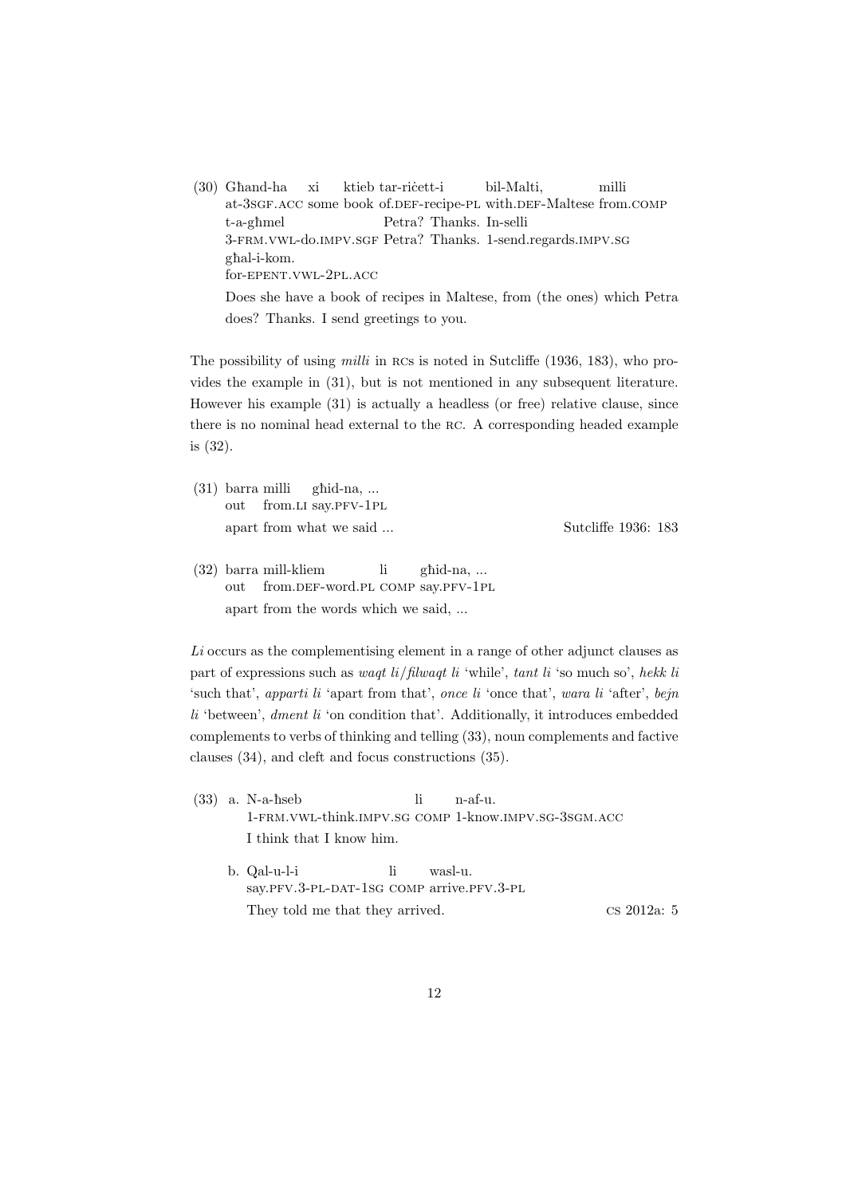(30) Għand-ha xi ktieb tar-riċett-i bil-Malti, milli
     at-3SGF.ACC some book of.DEF-recipe-PL with.DEF-Maltese from.COMP
     t-a-għmel Petra? Thanks. In-selli
     3-FRM.VWL-do.IMPV.SGF Petra? Thanks. 1-send.regards.IMPV.SG
     għal-i-kom.
     for-EPENT.VWL-2PL.ACC

     Does she have a book of recipes in Maltese, from (the ones) which Petra does? Thanks. I send greetings to you.

The possibility of using *milli* in RCs is noted in Sutcliffe (1936, 183), who provides the example in (31), but is not mentioned in any subsequent literature. However his example (31) is actually a headless (or free) relative clause, since there is no nominal head external to the RC. A corresponding headed example is (32).

(31) barra milli għid-na, ...
     out from.LI say.PFV-1PL

     apart from what we said ... — Sutcliffe 1936: 183

(32) barra mill-kliem li għid-na, ...
     out from.DEF-word.PL COMP say.PFV-1PL

     apart from the words which we said, ...

*Li* occurs as the complementising element in a range of other adjunct clauses as part of expressions such as *waqt li*/*filwaqt li* 'while', *tant li* 'so much so', *hekk li* 'such that', *apparti li* 'apart from that', *once li* 'once that', *wara li* 'after', *bejn li* 'between', *dment li* 'on condition that'. Additionally, it introduces embedded complements to verbs of thinking and telling (33), noun complements and factive clauses (34), and cleft and focus constructions (35).

(33) a. N-a-ħseb li n-af-u.
        1-FRM.VWL-think.IMPV.SG COMP 1-know.IMPV.SG-3SGM.ACC

        I think that I know him.

     b. Qal-u-l-i li wasl-u.
        say.PFV.3-PL-DAT-1SG COMP arrive.PFV.3-PL

        They told me that they arrived. — CS 2012a: 5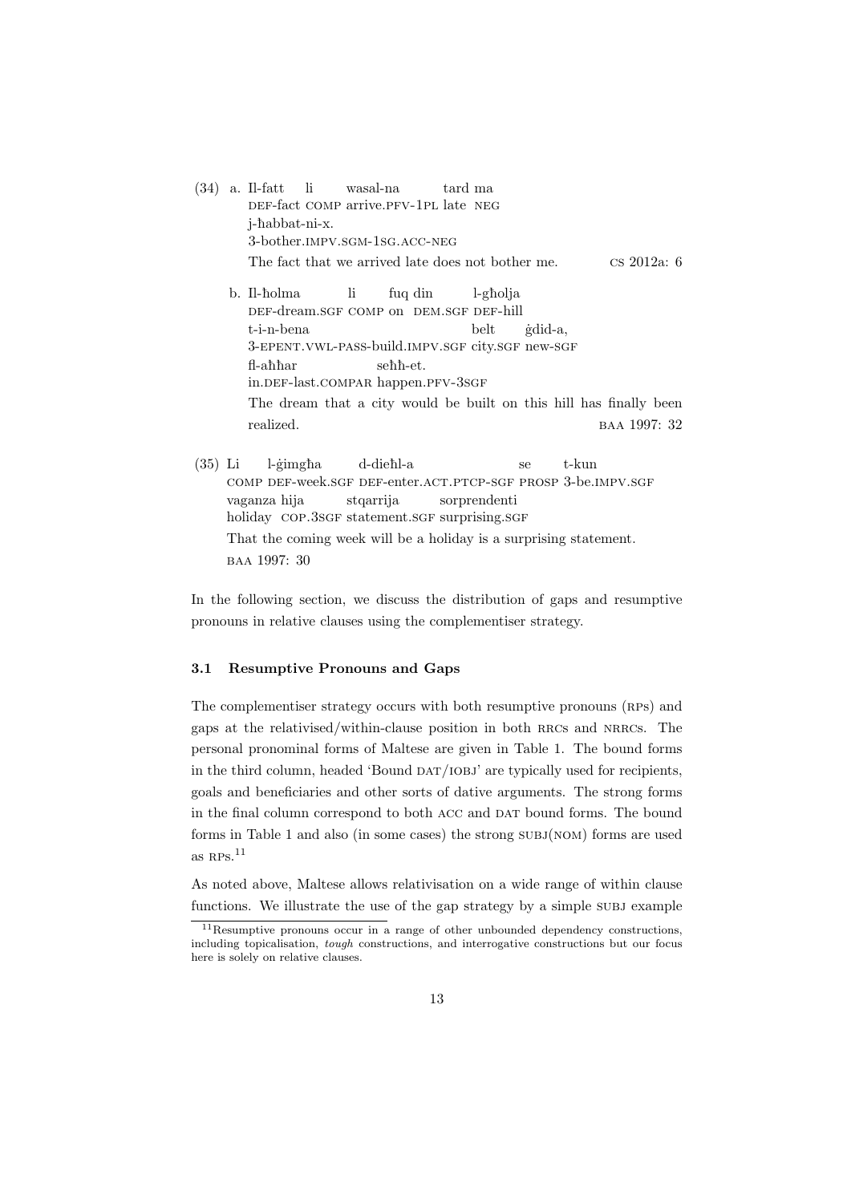(34) a. Il-fatt li wasal-na tard ma j-ħabbat-ni-x.
   DEF-fact COMP arrive.PFV-1PL late NEG 3-bother.IMPV.SGM-1SG.ACC-NEG
   The fact that we arrived late does not bother me. CS 2012a: 6

   b. Il-ħolma li fuq din l-għolja t-i-n-bena belt ġdid-a, fl-aħħar seħħ-et.
   DEF-dream.SGF COMP on DEM.SGF DEF-hill 3-EPENT.VWL-PASS-build.IMPV.SGF city.SGF new-SGF in.DEF-last.COMPAR happen.PFV-3SGF
   The dream that a city would be built on this hill has finally been realized. BAA 1997: 32

(35) Li l-ġimgħa d-dieħl-a se t-kun vaganza hija stqarrija sorprendenti
   COMP DEF-week.SGF DEF-enter.ACT.PTCP-SGF PROSP 3-be.IMPV.SGF holiday COP.3SGF statement.SGF surprising.SGF
   That the coming week will be a holiday is a surprising statement.
   BAA 1997: 30

In the following section, we discuss the distribution of gaps and resumptive pronouns in relative clauses using the complementiser strategy.

### 3.1 Resumptive Pronouns and Gaps

The complementiser strategy occurs with both resumptive pronouns (RPs) and gaps at the relativised/within-clause position in both RRCs and NRRCs. The personal pronominal forms of Maltese are given in Table 1. The bound forms in the third column, headed 'Bound DAT/IOBJ' are typically used for recipients, goals and beneficiaries and other sorts of dative arguments. The strong forms in the final column correspond to both ACC and DAT bound forms. The bound forms in Table 1 and also (in some cases) the strong SUBJ(NOM) forms are used as RPs.[11]

As noted above, Maltese allows relativisation on a wide range of within clause functions. We illustrate the use of the gap strategy by a simple SUBJ example

[11] Resumptive pronouns occur in a range of other unbounded dependency constructions, including topicalisation, *tough* constructions, and interrogative constructions but our focus here is solely on relative clauses.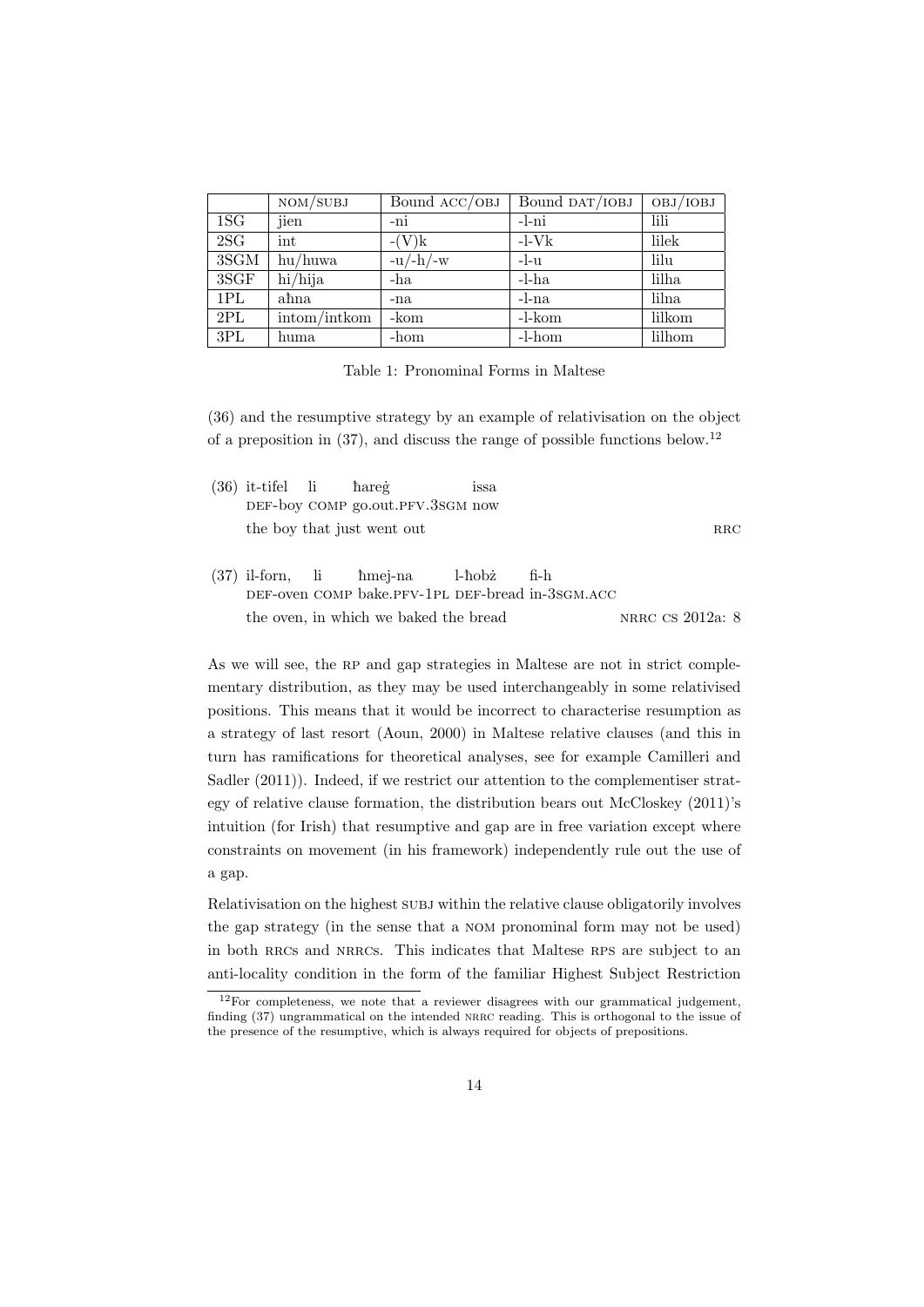| | NOM/SUBJ | Bound ACC/OBJ | Bound DAT/IOBJ | OBJ/IOBJ |
|---|---|---|---|---|
| 1SG | jien | -ni | -l-ni | lili |
| 2SG | int | -(V)k | -l-Vk | lilek |
| 3SGM | hu/huwa | -u/-h/-w | -l-u | lilu |
| 3SGF | hi/hija | -ha | -l-ha | lilha |
| 1PL | aħna | -na | -l-na | lilna |
| 2PL | intom/intkom | -kom | -l-kom | lilkom |
| 3PL | huma | -hom | -l-hom | lilhom |

Table 1: Pronominal Forms in Maltese

(36) and the resumptive strategy by an example of relativisation on the object of a preposition in (37), and discuss the range of possible functions below.[12]

(36) it-tifel li ħareġ issa
DEF-boy COMP go.out.PFV.3SGM now
the boy that just went out — RRC

(37) il-forn, li ħmej-na l-ħobż fi-h
DEF-oven COMP bake.PFV-1PL DEF-bread in-3SGM.ACC
the oven, in which we baked the bread — NRRC CS 2012a: 8

As we will see, the RP and gap strategies in Maltese are not in strict complementary distribution, as they may be used interchangeably in some relativised positions. This means that it would be incorrect to characterise resumption as a strategy of last resort (Aoun, 2000) in Maltese relative clauses (and this in turn has ramifications for theoretical analyses, see for example Camilleri and Sadler (2011)). Indeed, if we restrict our attention to the complementiser strategy of relative clause formation, the distribution bears out McCloskey (2011)'s intuition (for Irish) that resumptive and gap are in free variation except where constraints on movement (in his framework) independently rule out the use of a gap.

Relativisation on the highest SUBJ within the relative clause obligatorily involves the gap strategy (in the sense that a NOM pronominal form may not be used) in both RRCs and NRRCs. This indicates that Maltese RPs are subject to an anti-locality condition in the form of the familiar Highest Subject Restriction

[12] For completeness, we note that a reviewer disagrees with our grammatical judgement, finding (37) ungrammatical on the intended NRRC reading. This is orthogonal to the issue of the presence of the resumptive, which is always required for objects of prepositions.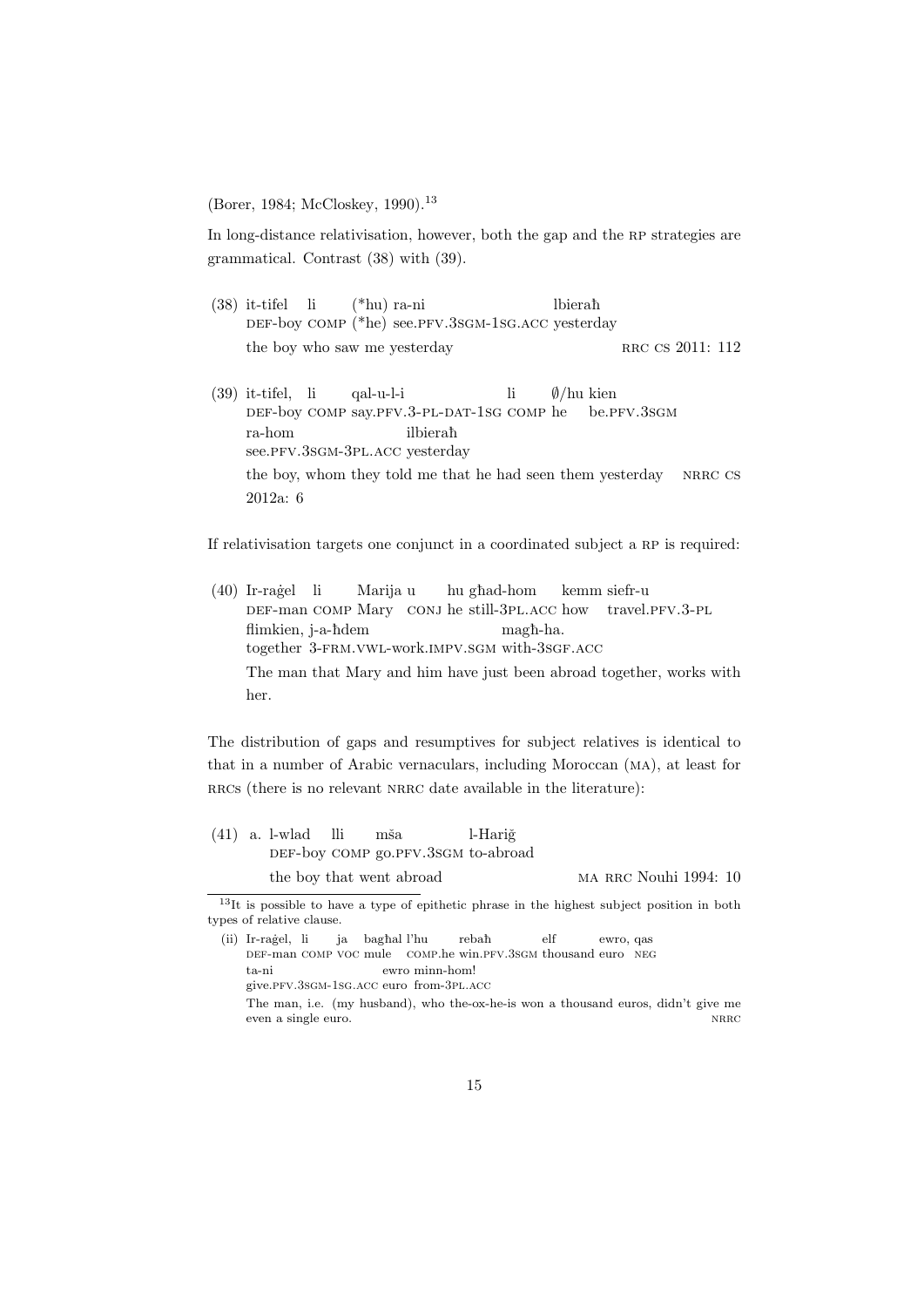(Borer, 1984; McCloskey, 1990).[13]

In long-distance relativisation, however, both the gap and the RP strategies are grammatical. Contrast (38) with (39).

(38) it-tifel li (*hu) ra-ni lbieraħ
DEF-boy COMP (*he) see.PFV.3SGM-1SG.ACC yesterday
the boy who saw me yesterday — RRC CS 2011: 112

(39) it-tifel, li qal-u-l-i li ∅/hu kien
DEF-boy COMP say.PFV.3-PL-DAT-1SG COMP he be.PFV.3SGM
ra-hom ilbieraħ
see.PFV.3SGM-3PL.ACC yesterday
the boy, whom they told me that he had seen them yesterday — NRRC CS 2012a: 6

If relativisation targets one conjunct in a coordinated subject a RP is required:

(40) Ir-raġel li Marija u hu għad-hom kemm siefr-u
DEF-man COMP Mary CONJ he still-3PL.ACC how travel.PFV.3-PL
flimkien, j-a-ħdem magħ-ha.
together 3-FRM.VWL-work.IMPV.SGM with-3SGF.ACC
The man that Mary and him have just been abroad together, works with her.

The distribution of gaps and resumptives for subject relatives is identical to that in a number of Arabic vernaculars, including Moroccan (MA), at least for RRCs (there is no relevant NRRC date available in the literature):

(41) a. l-wlad lli mša l-Hariğ
DEF-boy COMP go.PFV.3SGM to-abroad
the boy that went abroad — MA RRC Nouhi 1994: 10

---

[13] It is possible to have a type of epithetic phrase in the highest subject position in both types of relative clause.

(ii) Ir-raġel, li ja bagħal l'hu rebaħ elf ewro, qas
DEF-man COMP VOC mule COMP.he win.PFV.3SGM thousand euro NEG
ta-ni ewro minn-hom!
give.PFV.3SGM-1SG.ACC euro from-3PL.ACC
The man, i.e. (my husband), who the-ox-he-is won a thousand euros, didn't give me even a single euro. — NRRC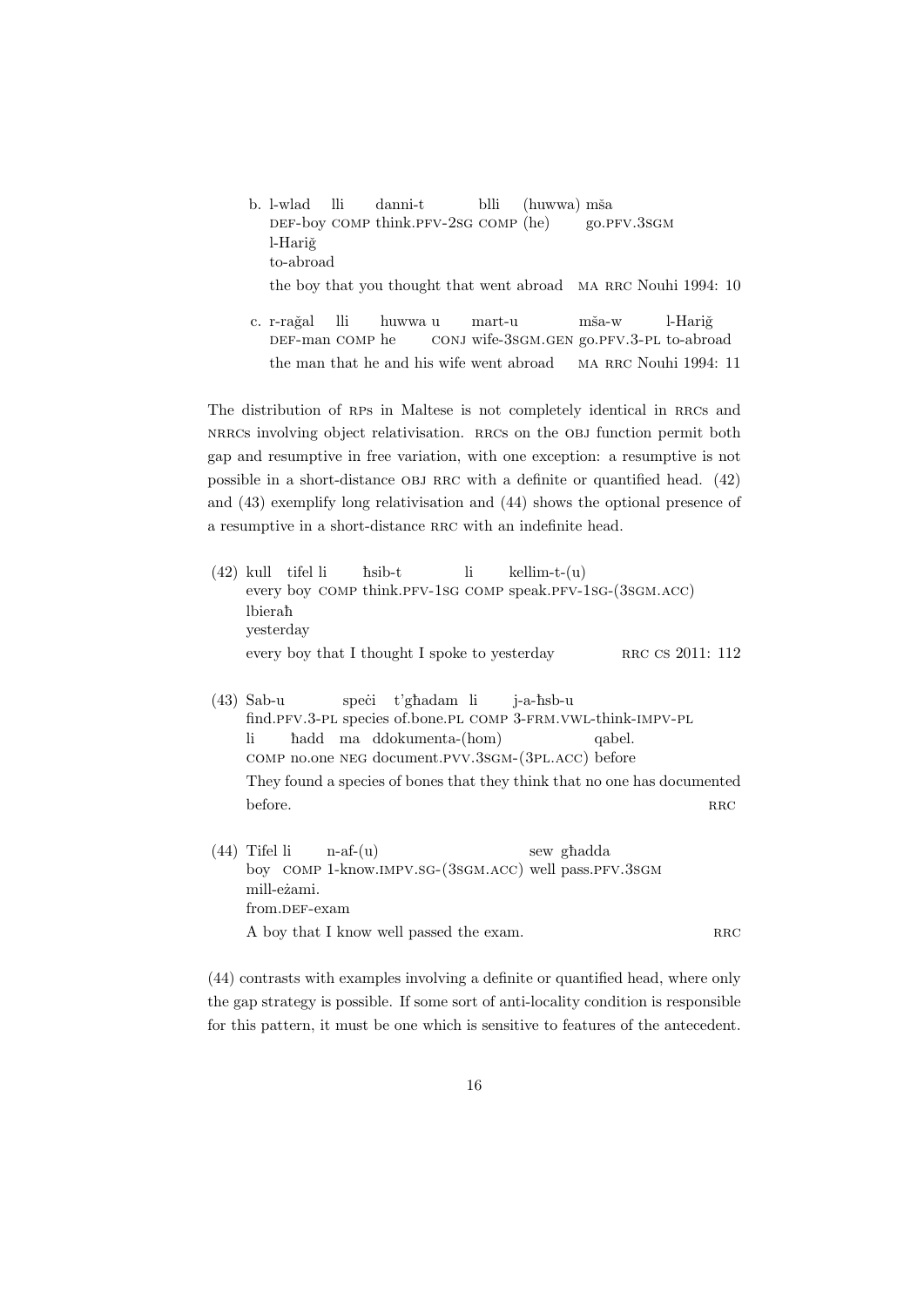b. l-wlad lli danni-t blli (huwwa) mša
   DEF-boy COMP think.PFV-2SG COMP (he) go.PFV.3SGM
   l-Hariğ
   to-abroad

   the boy that you thought that went abroad — MA RRC Nouhi 1994: 10

c. r-rağal lli huwwa u mart-u mša-w l-Hariğ
   DEF-man COMP he CONJ wife-3SGM.GEN go.PFV.3-PL to-abroad

   the man that he and his wife went abroad — MA RRC Nouhi 1994: 11

The distribution of RPs in Maltese is not completely identical in RRCs and NRRCs involving object relativisation. RRCs on the OBJ function permit both gap and resumptive in free variation, with one exception: a resumptive is not possible in a short-distance OBJ RRC with a definite or quantified head. (42) and (43) exemplify long relativisation and (44) shows the optional presence of a resumptive in a short-distance RRC with an indefinite head.

(42) kull tifel li ħsib-t li kellim-t-(u)
     every boy COMP think.PFV-1SG COMP speak.PFV-1SG-(3SGM.ACC)
     lbieraħ
     yesterday

     every boy that I thought I spoke to yesterday — RRC CS 2011: 112

(43) Sab-u speċi t'għadam li j-a-ħsb-u
     find.PFV.3-PL species of.bone.PL COMP 3-FRM.VWL-think-IMPV-PL
     li ħadd ma ddokumenta-(hom) qabel.
     COMP no.one NEG document.PVV.3SGM-(3PL.ACC) before

     They found a species of bones that they think that no one has documented before. — RRC

(44) Tifel li n-af-(u) sew għadda
     boy COMP 1-know.IMPV.SG-(3SGM.ACC) well pass.PFV.3SGM
     mill-eżami.
     from.DEF-exam

     A boy that I know well passed the exam. — RRC

(44) contrasts with examples involving a definite or quantified head, where only the gap strategy is possible. If some sort of anti-locality condition is responsible for this pattern, it must be one which is sensitive to features of the antecedent.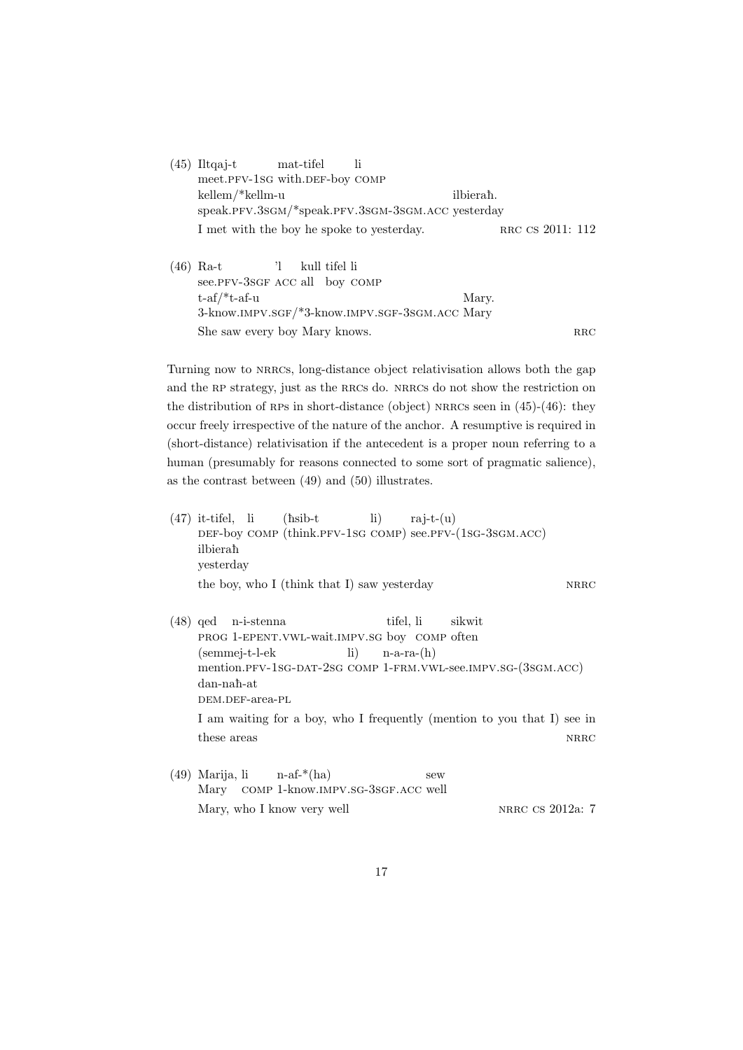(45) Iltqaj-t mat-tifel li  
meet.PFV-1SG with.DEF-boy COMP  
kellem/*kellm-u ilbieraħ.  
speak.PFV.3SGM/*speak.PFV.3SGM-3SGM.ACC yesterday  
I met with the boy he spoke to yesterday. RRC CS 2011: 112

(46) Ra-t 'l kull tifel li  
see.PFV-3SGF ACC all boy COMP  
t-af/*t-af-u Mary.  
3-know.IMPV.SGF/*3-know.IMPV.SGF-3SGM.ACC Mary  
She saw every boy Mary knows. RRC

Turning now to NRRCs, long-distance object relativisation allows both the gap and the RP strategy, just as the RRCs do. NRRCs do not show the restriction on the distribution of RPs in short-distance (object) NRRCs seen in (45)-(46): they occur freely irrespective of the nature of the anchor. A resumptive is required in (short-distance) relativisation if the antecedent is a proper noun referring to a human (presumably for reasons connected to some sort of pragmatic salience), as the contrast between (49) and (50) illustrates.

(47) it-tifel, li (ħsib-t li) raj-t-(u)  
DEF-boy COMP (think.PFV-1SG COMP) see.PFV-(1SG-3SGM.ACC)  
ilbieraħ  
yesterday  
the boy, who I (think that I) saw yesterday NRRC

(48) qed n-i-stenna tifel, li sikwit  
PROG 1-EPENT.VWL-wait.IMPV.SG boy COMP often  
(semmej-t-l-ek li) n-a-ra-(h)  
mention.PFV-1SG-DAT-2SG COMP 1-FRM.VWL-see.IMPV.SG-(3SGM.ACC)  
dan-naħ-at  
DEM.DEF-area-PL  
I am waiting for a boy, who I frequently (mention to you that I) see in these areas NRRC

(49) Marija, li n-af-*(ha) sew  
Mary COMP 1-know.IMPV.SG-3SGF.ACC well  
Mary, who I know very well NRRC CS 2012a: 7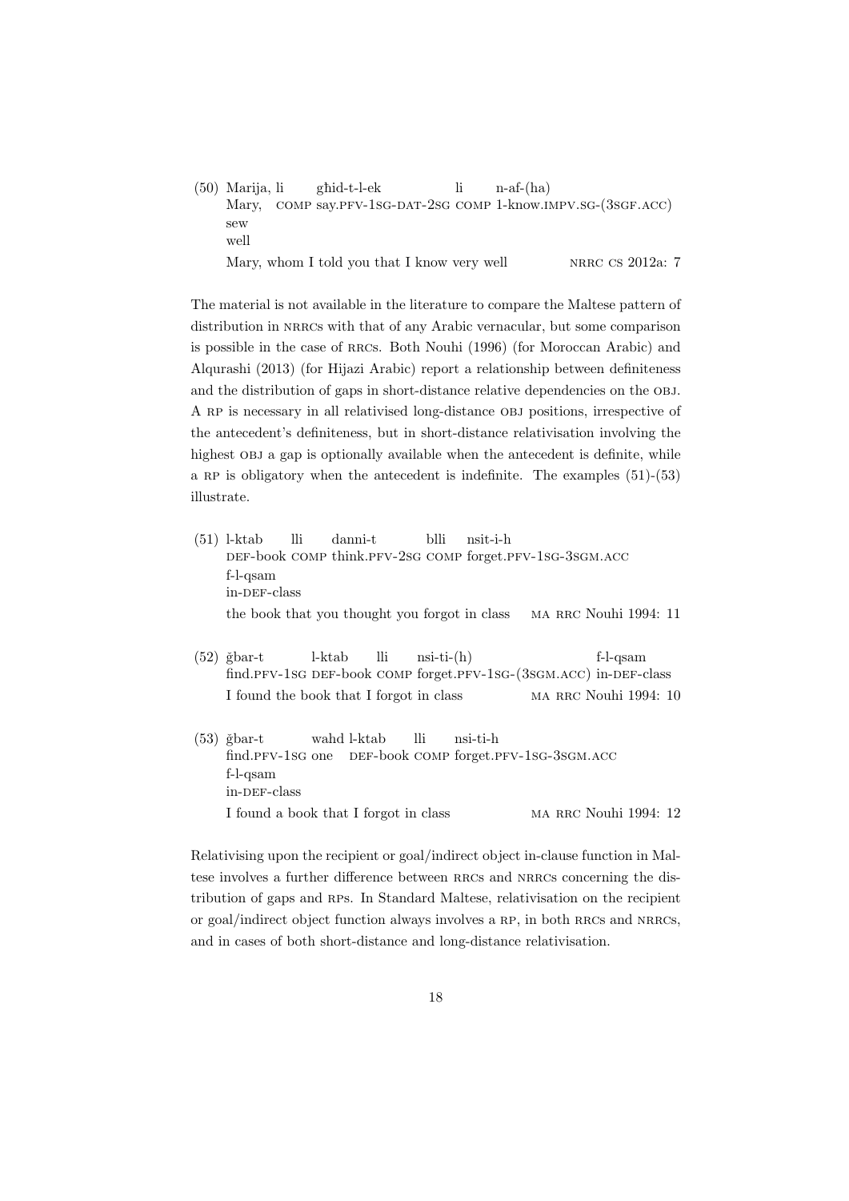(50) Marija, li għid-t-l-ek li n-af-(ha)
Mary, COMP say.PFV-1SG-DAT-2SG COMP 1-know.IMPV.SG-(3SGF.ACC)
sew
well
Mary, whom I told you that I know very well — NRRC CS 2012a: 7

The material is not available in the literature to compare the Maltese pattern of distribution in NRRCs with that of any Arabic vernacular, but some comparison is possible in the case of RRCs. Both Nouhi (1996) (for Moroccan Arabic) and Alqurashi (2013) (for Hijazi Arabic) report a relationship between definiteness and the distribution of gaps in short-distance relative dependencies on the OBJ. A RP is necessary in all relativised long-distance OBJ positions, irrespective of the antecedent's definiteness, but in short-distance relativisation involving the highest OBJ a gap is optionally available when the antecedent is definite, while a RP is obligatory when the antecedent is indefinite. The examples (51)-(53) illustrate.

(51) l-ktab lli danni-t blli nsit-i-h
DEF-book COMP think.PFV-2SG COMP forget.PFV-1SG-3SGM.ACC
f-l-qsam
in-DEF-class
the book that you thought you forgot in class — MA RRC Nouhi 1994: 11

(52) ğbar-t l-ktab lli nsi-ti-(h) f-l-qsam
find.PFV-1SG DEF-book COMP forget.PFV-1SG-(3SGM.ACC) in-DEF-class
I found the book that I forgot in class — MA RRC Nouhi 1994: 10

(53) ğbar-t wahd l-ktab lli nsi-ti-h
find.PFV-1SG one DEF-book COMP forget.PFV-1SG-3SGM.ACC
f-l-qsam
in-DEF-class
I found a book that I forgot in class — MA RRC Nouhi 1994: 12

Relativising upon the recipient or goal/indirect object in-clause function in Maltese involves a further difference between RRCs and NRRCs concerning the distribution of gaps and RPs. In Standard Maltese, relativisation on the recipient or goal/indirect object function always involves a RP, in both RRCs and NRRCs, and in cases of both short-distance and long-distance relativisation.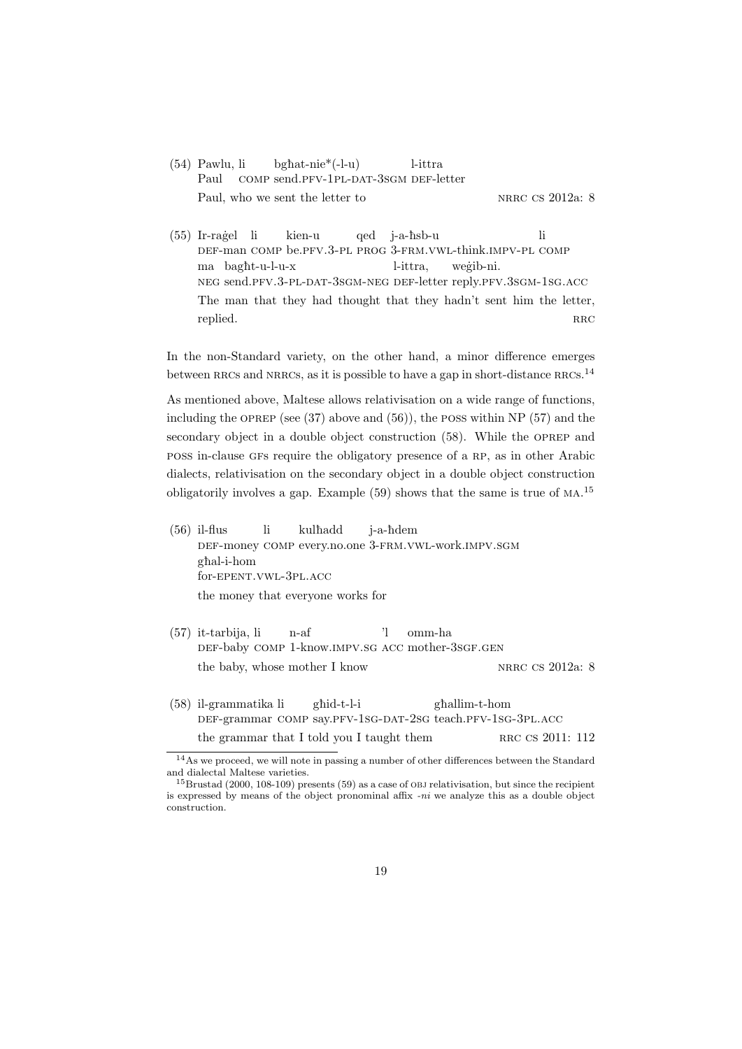(54) Pawlu, li bgħat-nie*(-l-u) l-ittra
Paul COMP send.PFV-1PL-DAT-3SGM DEF-letter
Paul, who we sent the letter to — NRRC CS 2012a: 8

(55) Ir-raġel li kien-u qed j-a-ħsb-u li
DEF-man COMP be.PFV.3-PL PROG 3-FRM.VWL-think.IMPV-PL COMP
ma bagħt-u-l-u-x l-ittra, weġib-ni.
NEG send.PFV.3-PL-DAT-3SGM-NEG DEF-letter reply.PFV.3SGM-1SG.ACC
The man that they had thought that they hadn't sent him the letter, replied. — RRC

In the non-Standard variety, on the other hand, a minor difference emerges between RRCs and NRRCs, as it is possible to have a gap in short-distance RRCs.[14]

As mentioned above, Maltese allows relativisation on a wide range of functions, including the OPREP (see (37) above and (56)), the POSS within NP (57) and the secondary object in a double object construction (58). While the OPREP and POSS in-clause GFs require the obligatory presence of a RP, as in other Arabic dialects, relativisation on the secondary object in a double object construction obligatorily involves a gap. Example (59) shows that the same is true of MA.[15]

(56) il-flus li kulħadd j-a-ħdem
DEF-money COMP every.no.one 3-FRM.VWL-work.IMPV.SGM
għal-i-hom
for-EPENT.VWL-3PL.ACC
the money that everyone works for

(57) it-tarbija, li n-af 'l omm-ha
DEF-baby COMP 1-know.IMPV.SG ACC mother-3SGF.GEN
the baby, whose mother I know — NRRC CS 2012a: 8

(58) il-grammatika li għid-t-l-i għallim-t-hom
DEF-grammar COMP say.PFV-1SG-DAT-2SG teach.PFV-1SG-3PL.ACC
the grammar that I told you I taught them — RRC CS 2011: 112

[14] As we proceed, we will note in passing a number of other differences between the Standard and dialectal Maltese varieties.

[15] Brustad (2000, 108-109) presents (59) as a case of OBJ relativisation, but since the recipient is expressed by means of the object pronominal affix *-ni* we analyze this as a double object construction.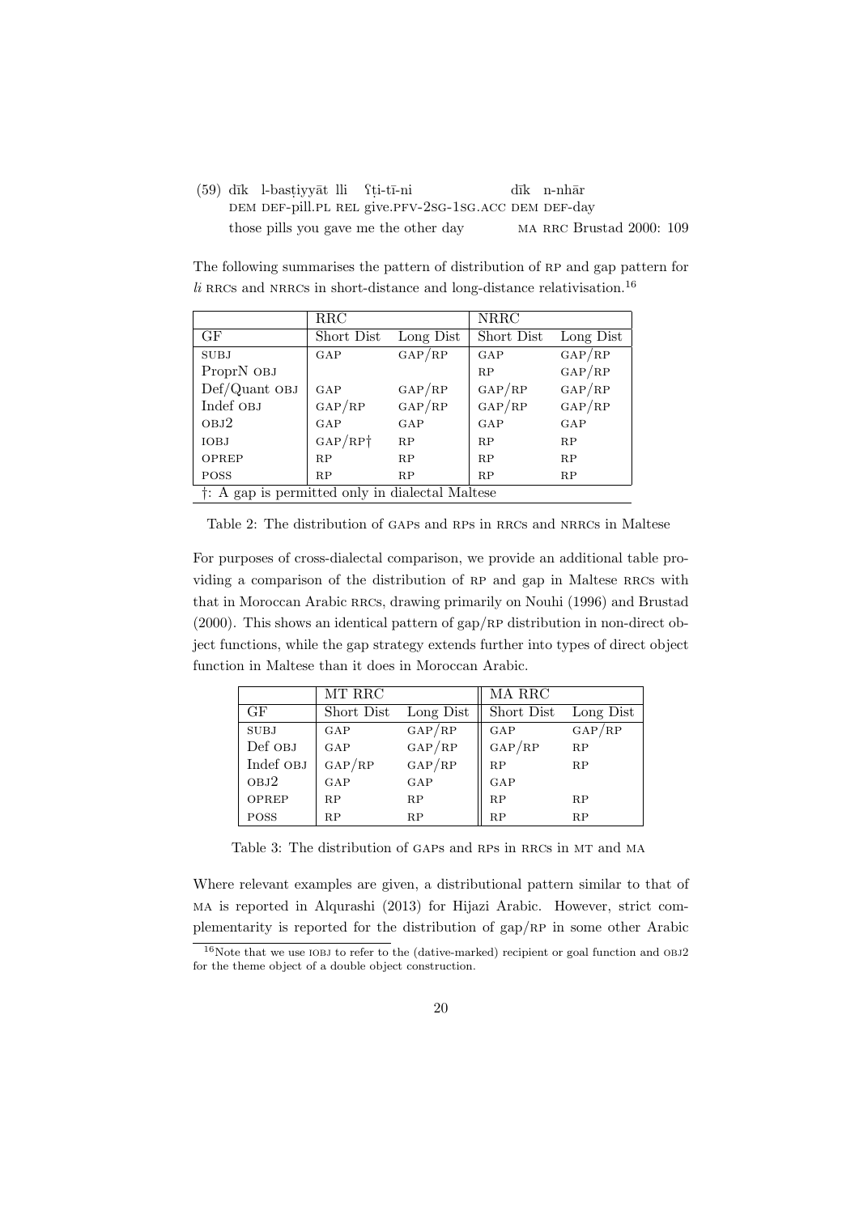(59) dīk l-basṭiyyāt lli ʕṭi-tī-ni dīk n-nhār
DEM DEF-pill.PL REL give.PFV-2SG-1SG.ACC DEM DEF-day
those pills you gave me the other day — MA RRC Brustad 2000: 109

The following summarises the pattern of distribution of RP and gap pattern for *li* RRCs and NRRCs in short-distance and long-distance relativisation.[16]

| | RRC | | NRRC | |
|---|---|---|---|---|
| GF | Short Dist | Long Dist | Short Dist | Long Dist |
| SUBJ | GAP | GAP/RP | GAP | GAP/RP |
| ProprN OBJ | | | RP | GAP/RP |
| Def/Quant OBJ | GAP | GAP/RP | GAP/RP | GAP/RP |
| Indef OBJ | GAP/RP | GAP/RP | GAP/RP | GAP/RP |
| OBJ2 | GAP | GAP | GAP | GAP |
| IOBJ | GAP/RP† | RP | RP | RP |
| OPREP | RP | RP | RP | RP |
| POSS | RP | RP | RP | RP |

†: A gap is permitted only in dialectal Maltese

Table 2: The distribution of GAPs and RPs in RRCs and NRRCs in Maltese

For purposes of cross-dialectal comparison, we provide an additional table providing a comparison of the distribution of RP and gap in Maltese RRCs with that in Moroccan Arabic RRCs, drawing primarily on Nouhi (1996) and Brustad (2000). This shows an identical pattern of gap/RP distribution in non-direct object functions, while the gap strategy extends further into types of direct object function in Maltese than it does in Moroccan Arabic.

| | MT RRC | | MA RRC | |
|---|---|---|---|---|
| GF | Short Dist | Long Dist | Short Dist | Long Dist |
| SUBJ | GAP | GAP/RP | GAP | GAP/RP |
| Def OBJ | GAP | GAP/RP | GAP/RP | RP |
| Indef OBJ | GAP/RP | GAP/RP | RP | RP |
| OBJ2 | GAP | GAP | GAP | |
| OPREP | RP | RP | RP | RP |
| POSS | RP | RP | RP | RP |

Table 3: The distribution of GAPs and RPs in RRCs in MT and MA

Where relevant examples are given, a distributional pattern similar to that of MA is reported in Alqurashi (2013) for Hijazi Arabic. However, strict complementarity is reported for the distribution of gap/RP in some other Arabic

[16] Note that we use IOBJ to refer to the (dative-marked) recipient or goal function and OBJ2 for the theme object of a double object construction.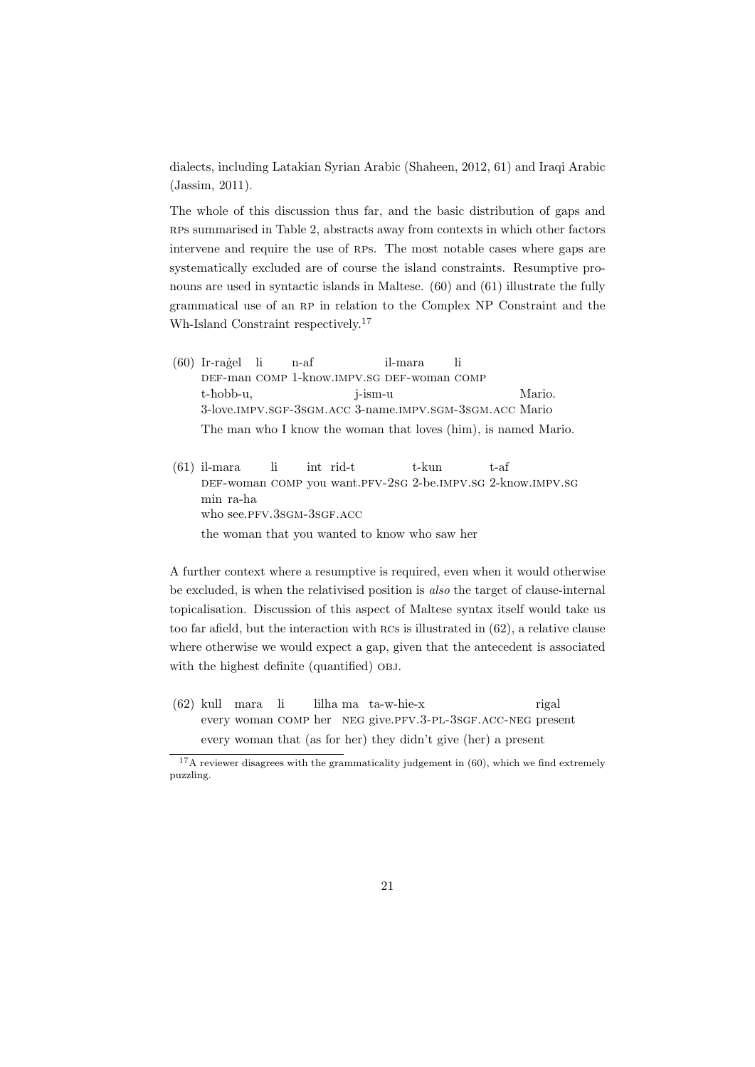dialects, including Latakian Syrian Arabic (Shaheen, 2012, 61) and Iraqi Arabic (Jassim, 2011).

The whole of this discussion thus far, and the basic distribution of gaps and RPs summarised in Table 2, abstracts away from contexts in which other factors intervene and require the use of RPs. The most notable cases where gaps are systematically excluded are of course the island constraints. Resumptive pronouns are used in syntactic islands in Maltese. (60) and (61) illustrate the fully grammatical use of an RP in relation to the Complex NP Constraint and the Wh-Island Constraint respectively.[17]

(60) Ir-raġel li n-af il-mara li
 DEF-man COMP 1-know.IMPV.SG DEF-woman COMP
 t-ħobb-u, j-ism-u Mario.
 3-love.IMPV.SGF-3SGM.ACC 3-name.IMPV.SGM-3SGM.ACC Mario
 The man who I know the woman that loves (him), is named Mario.

(61) il-mara li int rid-t t-kun t-af
 DEF-woman COMP you want.PFV-2SG 2-be.IMPV.SG 2-know.IMPV.SG
 min ra-ha
 who see.PFV.3SGM-3SGF.ACC
 the woman that you wanted to know who saw her

A further context where a resumptive is required, even when it would otherwise be excluded, is when the relativised position is *also* the target of clause-internal topicalisation. Discussion of this aspect of Maltese syntax itself would take us too far afield, but the interaction with RCs is illustrated in (62), a relative clause where otherwise we would expect a gap, given that the antecedent is associated with the highest definite (quantified) OBJ.

(62) kull mara li lilha ma ta-w-hie-x rigal
 every woman COMP her NEG give.PFV.3-PL-3SGF.ACC-NEG present
 every woman that (as for her) they didn't give (her) a present

[17] A reviewer disagrees with the grammaticality judgement in (60), which we find extremely puzzling.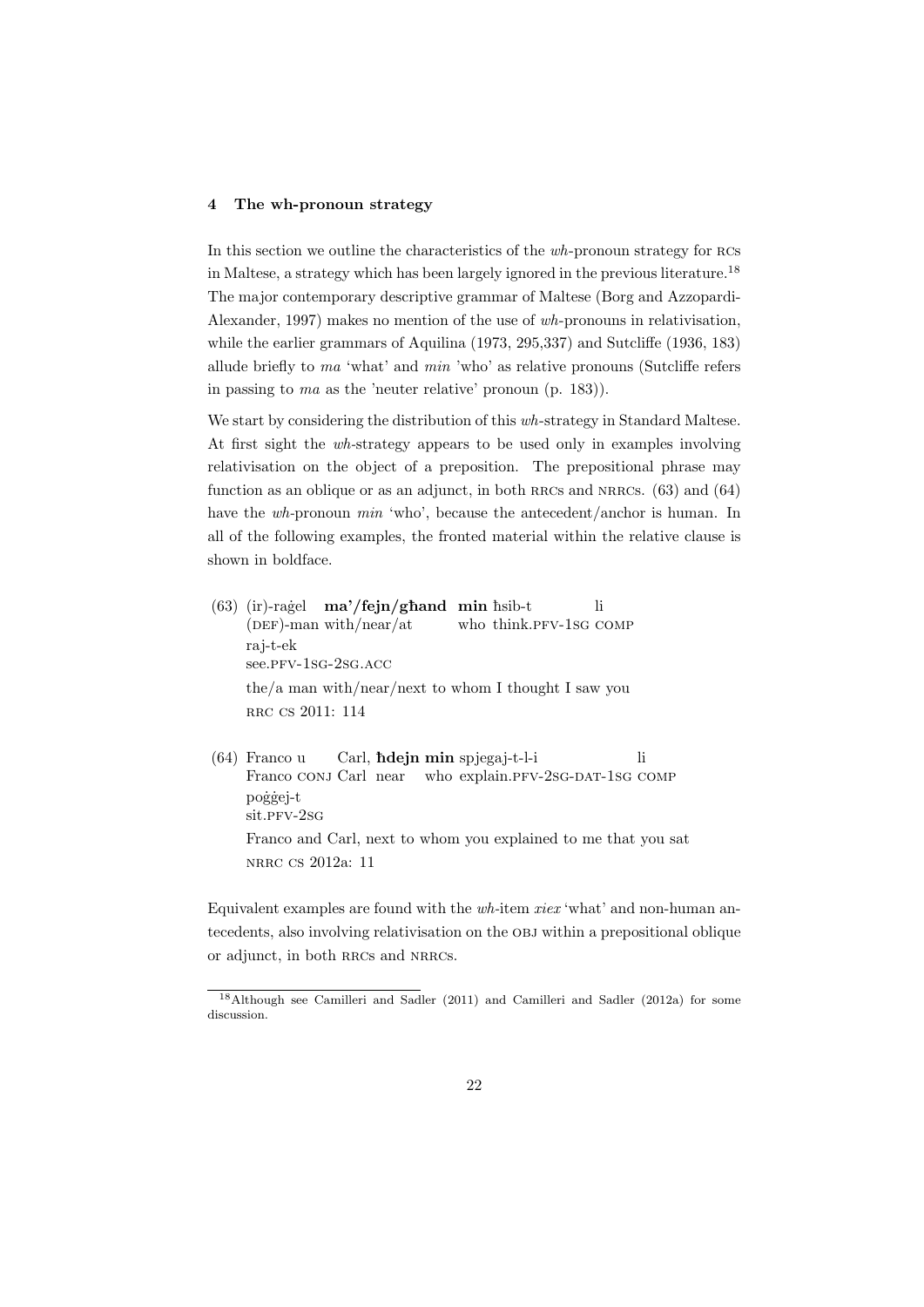## 4 The wh-pronoun strategy

In this section we outline the characteristics of the *wh*-pronoun strategy for RCs in Maltese, a strategy which has been largely ignored in the previous literature.[18] The major contemporary descriptive grammar of Maltese (Borg and Azzopardi-Alexander, 1997) makes no mention of the use of *wh*-pronouns in relativisation, while the earlier grammars of Aquilina (1973, 295,337) and Sutcliffe (1936, 183) allude briefly to *ma* 'what' and *min* 'who' as relative pronouns (Sutcliffe refers in passing to *ma* as the 'neuter relative' pronoun (p. 183)).

We start by considering the distribution of this *wh*-strategy in Standard Maltese. At first sight the *wh*-strategy appears to be used only in examples involving relativisation on the object of a preposition. The prepositional phrase may function as an oblique or as an adjunct, in both RRCs and NRRCs. (63) and (64) have the *wh*-pronoun *min* 'who', because the antecedent/anchor is human. In all of the following examples, the fronted material within the relative clause is shown in boldface.

(63) (ir)-raġel **ma'/fejn/għand min** ħsib-t li
(DEF)-man with/near/at who think.PFV-1SG COMP
raj-t-ek
see.PFV-1SG-2SG.ACC
the/a man with/near/next to whom I thought I saw you
RRC CS 2011: 114

(64) Franco u Carl, **ħdejn min** spjegaj-t-l-i li
Franco CONJ Carl near who explain.PFV-2SG-DAT-1SG COMP
poġġej-t
sit.PFV-2SG
Franco and Carl, next to whom you explained to me that you sat
NRRC CS 2012a: 11

Equivalent examples are found with the *wh*-item *xiex* 'what' and non-human antecedents, also involving relativisation on the OBJ within a prepositional oblique or adjunct, in both RRCs and NRRCs.

---

[18] Although see Camilleri and Sadler (2011) and Camilleri and Sadler (2012a) for some discussion.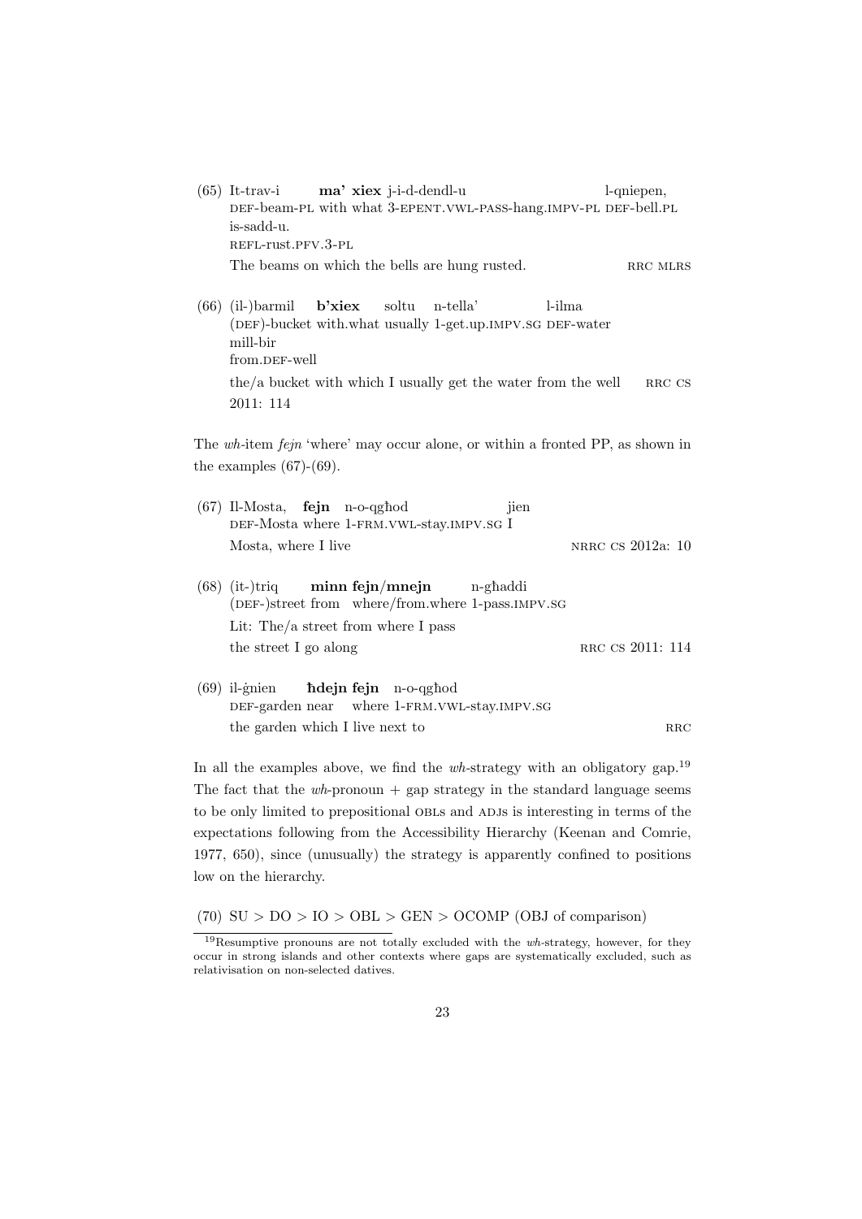(65) It-trav-i **ma' xiex** j-i-d-dendl-u l-qniepen,
DEF-beam-PL with what 3-EPENT.VWL-PASS-hang.IMPV-PL DEF-bell.PL
is-sadd-u.
REFL-rust.PFV.3-PL
The beams on which the bells are hung rusted. RRC MLRS

(66) (il-)barmil **b'xiex** soltu n-tella' l-ilma
(DEF)-bucket with.what usually 1-get.up.IMPV.SG DEF-water
mill-bir
from.DEF-well
the/a bucket with which I usually get the water from the well RRC CS 2011: 114

The *wh*-item *fejn* 'where' may occur alone, or within a fronted PP, as shown in the examples (67)-(69).

(67) Il-Mosta, **fejn** n-o-qgħod jien
DEF-Mosta where 1-FRM.VWL-stay.IMPV.SG I
Mosta, where I live NRRC CS 2012a: 10

(68) (it-)triq **minn fejn/mnejn** n-għaddi
(DEF-)street from where/from.where 1-pass.IMPV.SG
Lit: The/a street from where I pass
the street I go along RRC CS 2011: 114

(69) il-ġnien **ħdejn fejn** n-o-qgħod
DEF-garden near where 1-FRM.VWL-stay.IMPV.SG
the garden which I live next to RRC

In all the examples above, we find the *wh*-strategy with an obligatory gap.[19] The fact that the *wh*-pronoun + gap strategy in the standard language seems to be only limited to prepositional OBLs and ADJs is interesting in terms of the expectations following from the Accessibility Hierarchy (Keenan and Comrie, 1977, 650), since (unusually) the strategy is apparently confined to positions low on the hierarchy.

(70) SU > DO > IO > OBL > GEN > OCOMP (OBJ of comparison)

[19] Resumptive pronouns are not totally excluded with the *wh*-strategy, however, for they occur in strong islands and other contexts where gaps are systematically excluded, such as relativisation on non-selected datives.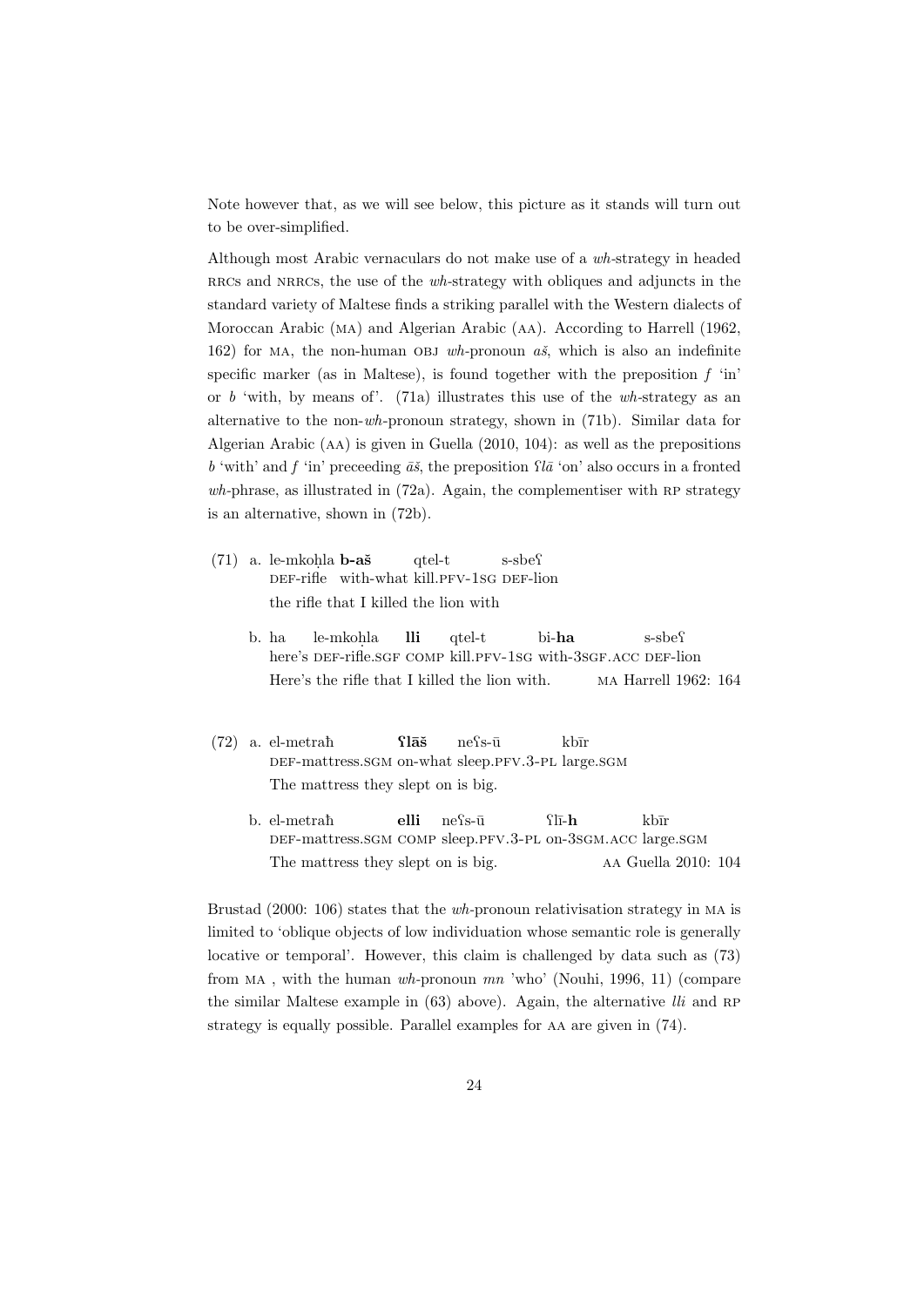Note however that, as we will see below, this picture as it stands will turn out to be over-simplified.

Although most Arabic vernaculars do not make use of a *wh*-strategy in headed RRCs and NRRCs, the use of the *wh*-strategy with obliques and adjuncts in the standard variety of Maltese finds a striking parallel with the Western dialects of Moroccan Arabic (MA) and Algerian Arabic (AA). According to Harrell (1962, 162) for MA, the non-human OBJ *wh*-pronoun *aš*, which is also an indefinite specific marker (as in Maltese), is found together with the preposition *f* 'in' or *b* 'with, by means of'. (71a) illustrates this use of the *wh*-strategy as an alternative to the non-*wh*-pronoun strategy, shown in (71b). Similar data for Algerian Arabic (AA) is given in Guella (2010, 104): as well as the prepositions *b* 'with' and *f* 'in' preceeding *āš*, the preposition *ʕlā* 'on' also occurs in a fronted *wh*-phrase, as illustrated in (72a). Again, the complementiser with RP strategy is an alternative, shown in (72b).

(71) a. le-mkoḥla **b-aš** qtel-t s-sbeʕ
DEF-rifle with-what kill.PFV-1SG DEF-lion
the rifle that I killed the lion with

b. ha le-mkoḥla **lli** qtel-t bi-**ha** s-sbeʕ
here's DEF-rifle.SGF COMP kill.PFV-1SG with-3SGF.ACC DEF-lion
Here's the rifle that I killed the lion with. MA Harrell 1962: 164

(72) a. el-metraħ **ʕlāš** neʕs-ū kbīr
DEF-mattress.SGM on-what sleep.PFV.3-PL large.SGM
The mattress they slept on is big.

b. el-metraħ **elli** neʕs-ū ʕlī-**h** kbīr
DEF-mattress.SGM COMP sleep.PFV.3-PL on-3SGM.ACC large.SGM
The mattress they slept on is big. AA Guella 2010: 104

Brustad (2000: 106) states that the *wh*-pronoun relativisation strategy in MA is limited to 'oblique objects of low individuation whose semantic role is generally locative or temporal'. However, this claim is challenged by data such as (73) from MA , with the human *wh*-pronoun *mn* 'who' (Nouhi, 1996, 11) (compare the similar Maltese example in (63) above). Again, the alternative *lli* and RP strategy is equally possible. Parallel examples for AA are given in (74).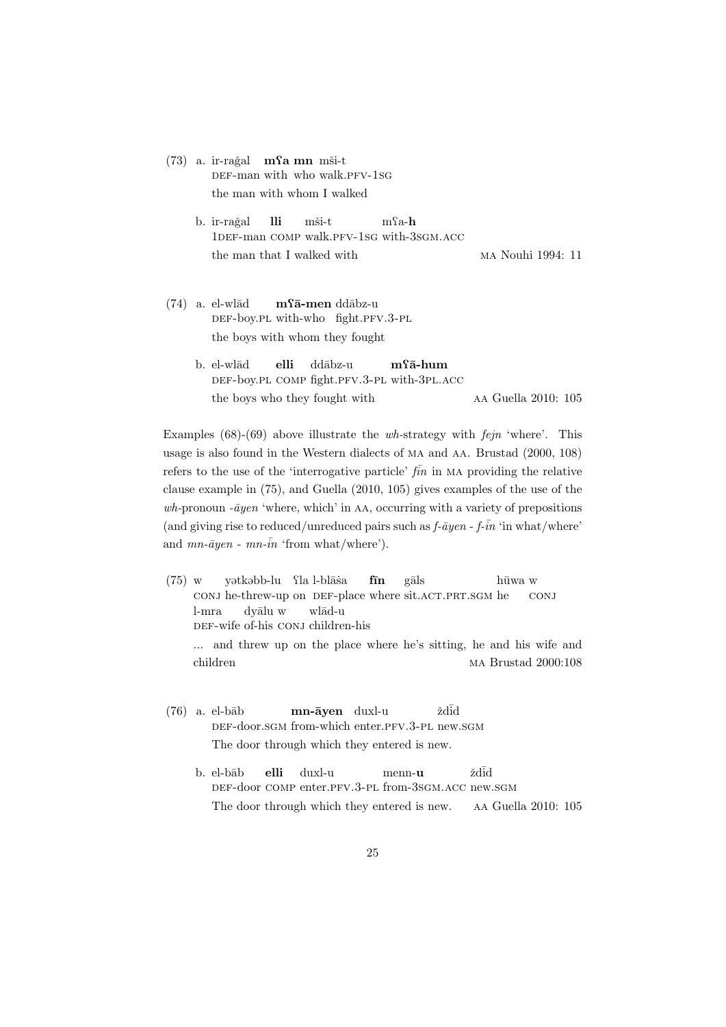(73) a. ir-rağal **mʕa mn** mši-t
DEF-man with who walk.PFV-1SG
the man with whom I walked

b. ir-rağal **lli** mši-t mʕa-**h**
1DEF-man COMP walk.PFV-1SG with-3SGM.ACC
the man that I walked with — MA Nouhi 1994: 11

(74) a. el-wlād **mʕā-men** ddābz-u
DEF-boy.PL with-who fight.PFV.3-PL
the boys with whom they fought

b. el-wlād **elli** ddābz-u **mʕā-hum**
DEF-boy.PL COMP fight.PFV.3-PL with-3PL.ACC
the boys who they fought with — AA Guella 2010: 105

Examples (68)-(69) above illustrate the *wh*-strategy with *fejn* 'where'. This usage is also found in the Western dialects of MA and AA. Brustad (2000, 108) refers to the use of the 'interrogative particle' *fīn* in MA providing the relative clause example in (75), and Guella (2010, 105) gives examples of the use of the *wh*-pronoun *-āyen* 'where, which' in AA, occurring with a variety of prepositions (and giving rise to reduced/unreduced pairs such as *f-āyen* - *f-īn* 'in what/where' and *mn-āyen* - *mn-īn* 'from what/where').

(75) w yətkəbb-lu ʕla l-blāṡa **fīn** gāls hūwa w l-mra dyālu w wlād-u
CONJ he-threw-up on DEF-place where sit.ACT.PRT.SGM he CONJ DEF-wife of-his CONJ children-his
... and threw up on the place where he's sitting, he and his wife and children — MA Brustad 2000:108

(76) a. el-bāb **mn-āyen** duxl-u ždīd
DEF-door.SGM from-which enter.PFV.3-PL new.SGM
The door through which they entered is new.

b. el-bāb **elli** duxl-u menn-**u** ždīd
DEF-door COMP enter.PFV.3-PL from-3SGM.ACC new.SGM
The door through which they entered is new. — AA Guella 2010: 105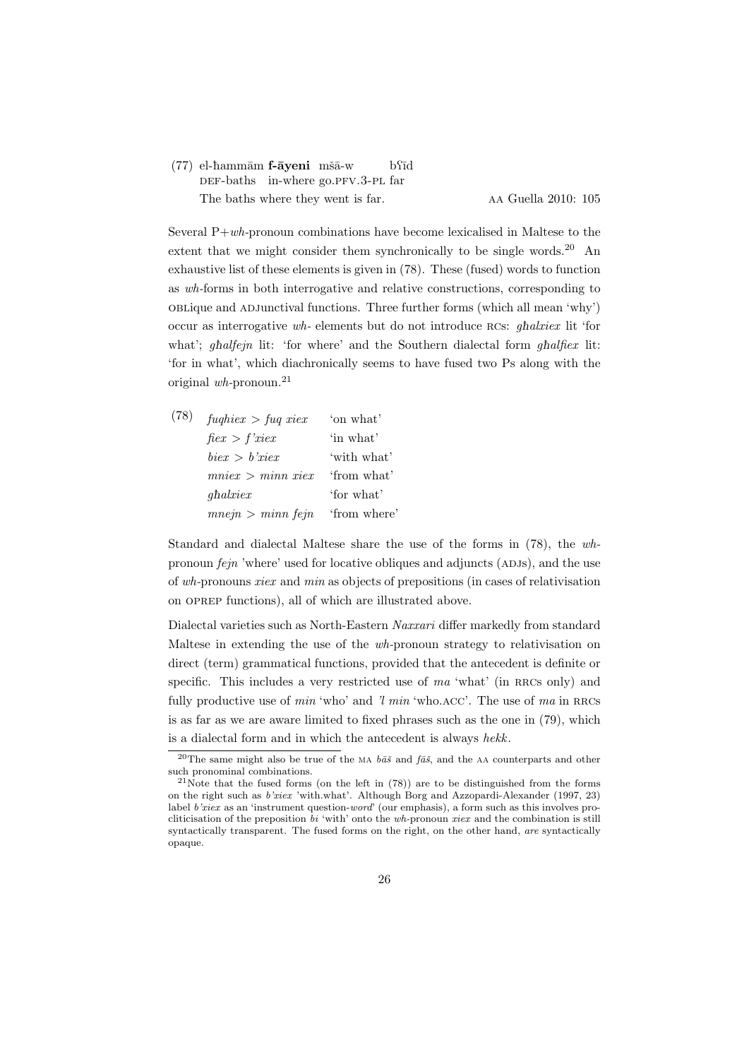(77) el-ħammām **f-āyeni** mšā-w bʕīd
DEF-baths in-where go.PFV.3-PL far
The baths where they went is far. AA Guella 2010: 105

Several P+*wh*-pronoun combinations have become lexicalised in Maltese to the extent that we might consider them synchronically to be single words.[20] An exhaustive list of these elements is given in (78). These (fused) words to function as *wh*-forms in both interrogative and relative constructions, corresponding to OBLique and ADJunctival functions. Three further forms (which all mean 'why') occur as interrogative *wh*- elements but do not introduce RCs: *għalxiex* lit 'for what'; *għalfejn* lit: 'for where' and the Southern dialectal form *għalfiex* lit: 'for in what', which diachronically seems to have fused two Ps along with the original *wh*-pronoun.[21]

(78)

| | |
|---|---|
| *fuqhiex > fuq xiex* | 'on what' |
| *fiex > f'xiex* | 'in what' |
| *biex > b'xiex* | 'with what' |
| *mniex > minn xiex* | 'from what' |
| *għalxiex* | 'for what' |
| *mnejn > minn fejn* | 'from where' |

Standard and dialectal Maltese share the use of the forms in (78), the *wh*-pronoun *fejn* 'where' used for locative obliques and adjuncts (ADJS), and the use of *wh*-pronouns *xiex* and *min* as objects of prepositions (in cases of relativisation on OPREP functions), all of which are illustrated above.

Dialectal varieties such as North-Eastern *Naxxari* differ markedly from standard Maltese in extending the use of the *wh*-pronoun strategy to relativisation on direct (term) grammatical functions, provided that the antecedent is definite or specific. This includes a very restricted use of *ma* 'what' (in RRCs only) and fully productive use of *min* 'who' and *'l min* 'who.ACC'. The use of *ma* in RRCs is as far as we are aware limited to fixed phrases such as the one in (79), which is a dialectal form and in which the antecedent is always *hekk*.

[20] The same might also be true of the MA *bāš* and *fāš*, and the AA counterparts and other such pronominal combinations.

[21] Note that the fused forms (on the left in (78)) are to be distinguished from the forms on the right such as *b'xiex* 'with.what'. Although Borg and Azzopardi-Alexander (1997, 23) label *b'xiex* as an 'instrument question-*word*' (our emphasis), a form such as this involves procliticisation of the preposition *bi* 'with' onto the *wh*-pronoun *xiex* and the combination is still syntactically transparent. The fused forms on the right, on the other hand, *are* syntactically opaque.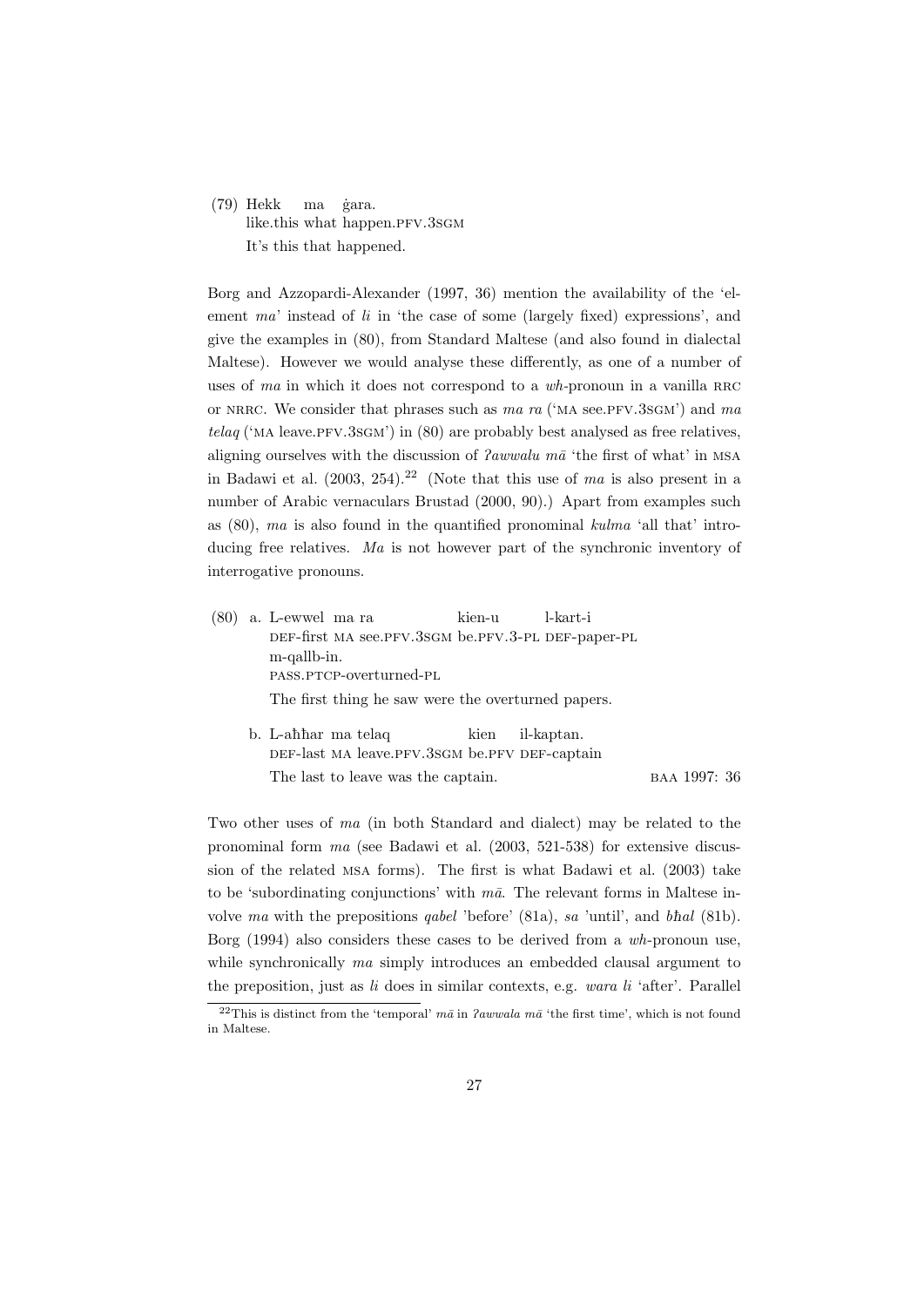(79) Hekk ma ġara.
like.this what happen.PFV.3SGM
It's this that happened.

Borg and Azzopardi-Alexander (1997, 36) mention the availability of the 'element *ma*' instead of *li* in 'the case of some (largely fixed) expressions', and give the examples in (80), from Standard Maltese (and also found in dialectal Maltese). However we would analyse these differently, as one of a number of uses of *ma* in which it does not correspond to a *wh*-pronoun in a vanilla RRC or NRRC. We consider that phrases such as *ma ra* ('MA see.PFV.3SGM') and *ma telaq* ('MA leave.PFV.3SGM') in (80) are probably best analysed as free relatives, aligning ourselves with the discussion of *ʔawwalu mā* 'the first of what' in MSA in Badawi et al. (2003, 254).[22] (Note that this use of *ma* is also present in a number of Arabic vernaculars Brustad (2000, 90).) Apart from examples such as (80), *ma* is also found in the quantified pronominal *kulma* 'all that' introducing free relatives. *Ma* is not however part of the synchronic inventory of interrogative pronouns.

(80) a. L-ewwel ma ra kien-u l-kart-i m-qallb-in.
DEF-first MA see.PFV.3SGM be.PFV.3-PL DEF-paper-PL PASS.PTCP-overturned-PL
The first thing he saw were the overturned papers.

b. L-aħħar ma telaq kien il-kaptan.
DEF-last MA leave.PFV.3SGM be.PFV DEF-captain
The last to leave was the captain. BAA 1997: 36

Two other uses of *ma* (in both Standard and dialect) may be related to the pronominal form *ma* (see Badawi et al. (2003, 521-538) for extensive discussion of the related MSA forms). The first is what Badawi et al. (2003) take to be 'subordinating conjunctions' with *mā*. The relevant forms in Maltese involve *ma* with the prepositions *qabel* 'before' (81a), *sa* 'until', and *bħal* (81b). Borg (1994) also considers these cases to be derived from a *wh*-pronoun use, while synchronically *ma* simply introduces an embedded clausal argument to the preposition, just as *li* does in similar contexts, e.g. *wara li* 'after'. Parallel

[22] This is distinct from the 'temporal' *mā* in *ʔawwala mā* 'the first time', which is not found in Maltese.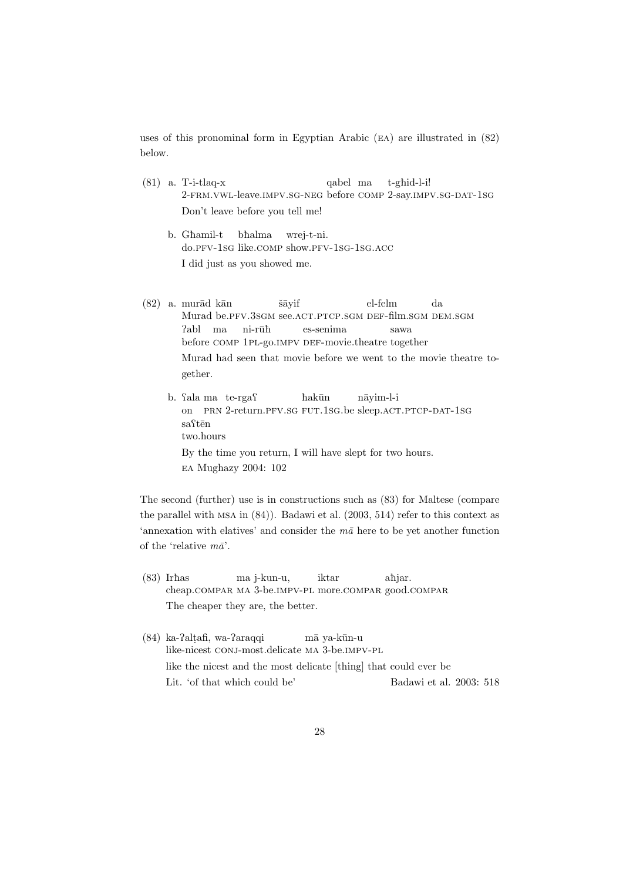uses of this pronominal form in Egyptian Arabic (EA) are illustrated in (82) below.

(81) a. T-i-tlaq-x qabel ma t-għid-l-i!
2-FRM.VWL-leave.IMPV.SG-NEG before COMP 2-say.IMPV.SG-DAT-1SG
Don't leave before you tell me!

b. Għamil-t bħalma wrej-t-ni.
do.PFV-1SG like.COMP show.PFV-1SG-1SG.ACC
I did just as you showed me.

(82) a. murād kān šāyif el-felm da
Murad be.PFV.3SGM see.ACT.PTCP.SGM DEF-film.SGM DEM.SGM
ʔabl ma ni-rūħ es-senima sawa
before COMP 1PL-go.IMPV DEF-movie.theatre together
Murad had seen that movie before we went to the movie theatre together.

b. ʕala ma te-rgaʕ ħakūn nāyim-l-i
on PRN 2-return.PFV.SG FUT.1SG.be sleep.ACT.PTCP-DAT-1SG
saʕtēn
two.hours
By the time you return, I will have slept for two hours.
EA Mughazy 2004: 102

The second (further) use is in constructions such as (83) for Maltese (compare the parallel with MSA in (84)). Badawi et al. (2003, 514) refer to this context as 'annexation with elatives' and consider the *mā* here to be yet another function of the 'relative *mā*'.

(83) Irħas ma j-kun-u, iktar aħjar.
cheap.COMPAR MA 3-be.IMPV-PL more.COMPAR good.COMPAR
The cheaper they are, the better.

(84) ka-ʔalṭafi, wa-ʔaraqqi mā ya-kūn-u
like-nicest CONJ-most.delicate MA 3-be.IMPV-PL
like the nicest and the most delicate [thing] that could ever be
Lit. 'of that which could be' Badawi et al. 2003: 518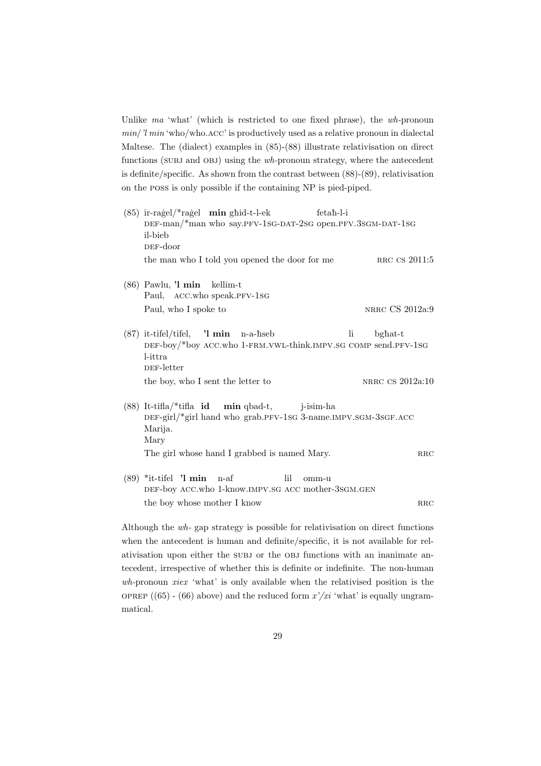Unlike *ma* 'what' (which is restricted to one fixed phrase), the *wh*-pronoun *min*/ *'l min* 'who/who.ACC' is productively used as a relative pronoun in dialectal Maltese. The (dialect) examples in (85)-(88) illustrate relativisation on direct functions (SUBJ and OBJ) using the *wh*-pronoun strategy, where the antecedent is definite/specific. As shown from the contrast between (88)-(89), relativisation on the POSS is only possible if the containing NP is pied-piped.

(85) ir-raġel/*raġel **min** għid-t-l-ek fetaħ-l-i
DEF-man/*man who say.PFV-1SG-DAT-2SG open.PFV.3SGM-DAT-1SG
il-bieb
DEF-door
the man who I told you opened the door for me — RRC CS 2011:5

(86) Pawlu, **'l min** kellim-t
Paul, ACC.who speak.PFV-1SG
Paul, who I spoke to — NRRC CS 2012a:9

(87) it-tifel/tifel, **'l min** n-a-ħseb li bgħat-t
DEF-boy/*boy ACC.who 1-FRM.VWL-think.IMPV.SG COMP send.PFV-1SG
l-ittra
DEF-letter
the boy, who I sent the letter to — NRRC CS 2012a:10

(88) It-tifla/*tifla **id** **min** qbad-t, j-isim-ha
DEF-girl/*girl hand who grab.PFV-1SG 3-name.IMPV.SGM-3SGF.ACC
Marija.
Mary
The girl whose hand I grabbed is named Mary. — RRC

(89) *it-tifel **'l min** n-af lil omm-u
DEF-boy ACC.who 1-know.IMPV.SG ACC mother-3SGM.GEN
the boy whose mother I know — RRC

Although the *wh-* gap strategy is possible for relativisation on direct functions when the antecedent is human and definite/specific, it is not available for relativisation upon either the SUBJ or the OBJ functions with an inanimate antecedent, irrespective of whether this is definite or indefinite. The non-human *wh*-pronoun *xiex* 'what' is only available when the relativised position is the OPREP ((65) - (66) above) and the reduced form *x'/xi* 'what' is equally ungrammatical.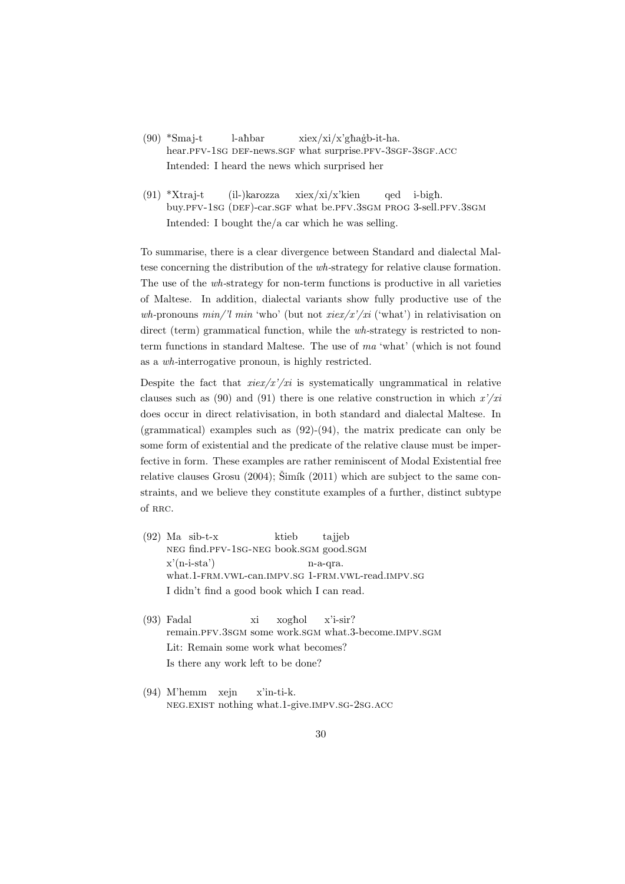(90) \*Smaj-t l-aħbar xiex/xi/x'għaġb-it-ha.
hear.PFV-1SG DEF-news.SGF what surprise.PFV-3SGF-3SGF.ACC
Intended: I heard the news which surprised her

(91) \*Xtraj-t (il-)karozza xiex/xi/x'kien qed i-bigħ.
buy.PFV-1SG (DEF)-car.SGF what be.PFV.3SGM PROG 3-sell.PFV.3SGM
Intended: I bought the/a car which he was selling.

To summarise, there is a clear divergence between Standard and dialectal Maltese concerning the distribution of the *wh*-strategy for relative clause formation. The use of the *wh*-strategy for non-term functions is productive in all varieties of Maltese. In addition, dialectal variants show fully productive use of the *wh*-pronouns *min/'l min* 'who' (but not *xiex/x'/xi* ('what') in relativisation on direct (term) grammatical function, while the *wh*-strategy is restricted to non-term functions in standard Maltese. The use of *ma* 'what' (which is not found as a *wh*-interrogative pronoun, is highly restricted.

Despite the fact that *xiex/x'/xi* is systematically ungrammatical in relative clauses such as (90) and (91) there is one relative construction in which *x'/xi* does occur in direct relativisation, in both standard and dialectal Maltese. In (grammatical) examples such as (92)-(94), the matrix predicate can only be some form of existential and the predicate of the relative clause must be imperfective in form. These examples are rather reminiscent of Modal Existential free relative clauses Grosu (2004); Šimík (2011) which are subject to the same constraints, and we believe they constitute examples of a further, distinct subtype of RRC.

(92) Ma sib-t-x ktieb tajjeb
NEG find.PFV-1SG-NEG book.SGM good.SGM
x'(n-i-sta') n-a-qra.
what.1-FRM.VWL-can.IMPV.SG 1-FRM.VWL-read.IMPV.SG
I didn't find a good book which I can read.

(93) Fadal xi xogħol x'i-sir?
remain.PFV.3SGM some work.SGM what.3-become.IMPV.SGM
Lit: Remain some work what becomes?
Is there any work left to be done?

(94) M'hemm xejn x'in-ti-k.
NEG.EXIST nothing what.1-give.IMPV.SG-2SG.ACC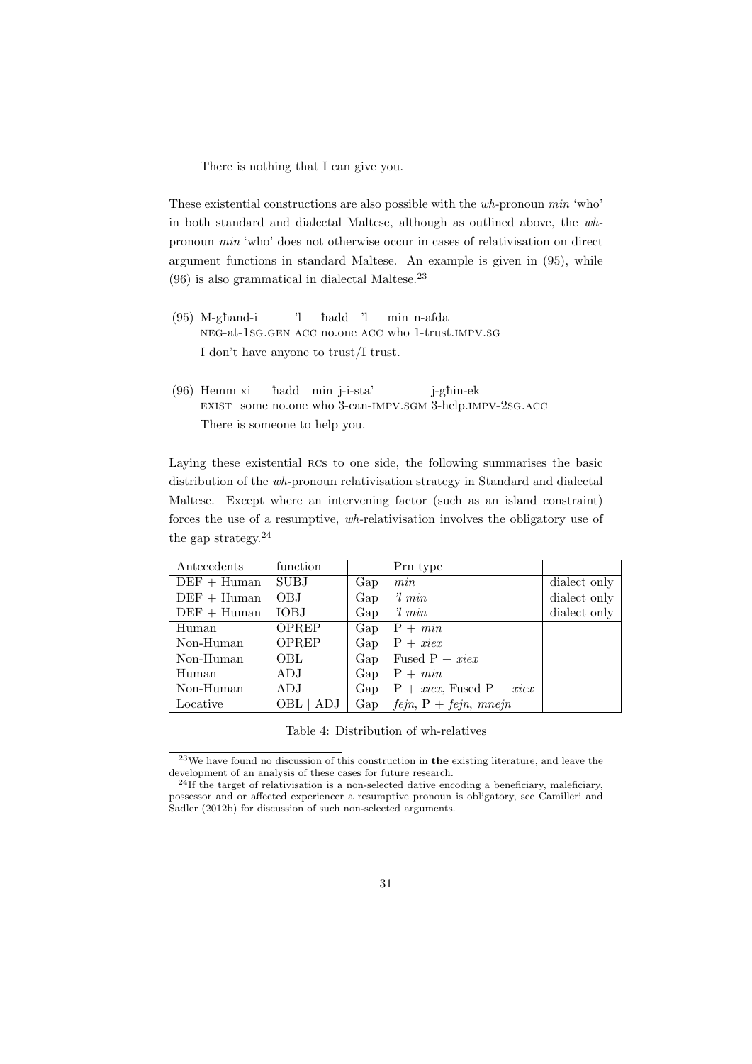There is nothing that I can give you.

These existential constructions are also possible with the *wh*-pronoun *min* 'who' in both standard and dialectal Maltese, although as outlined above, the *wh*-pronoun *min* 'who' does not otherwise occur in cases of relativisation on direct argument functions in standard Maltese. An example is given in (95), while (96) is also grammatical in dialectal Maltese.[23]

(95) M-għand-i 'l ħadd 'l min n-afda
NEG-at-1SG.GEN ACC no.one ACC who 1-trust.IMPV.SG
I don't have anyone to trust/I trust.

(96) Hemm xi ħadd min j-i-sta' j-għin-ek
EXIST some no.one who 3-can-IMPV.SGM 3-help.IMPV-2SG.ACC
There is someone to help you.

Laying these existential RCs to one side, the following summarises the basic distribution of the *wh*-pronoun relativisation strategy in Standard and dialectal Maltese. Except where an intervening factor (such as an island constraint) forces the use of a resumptive, *wh*-relativisation involves the obligatory use of the gap strategy.[24]

| Antecedents | function | | Prn type | |
|---|---|---|---|---|
| DEF + Human | SUBJ | Gap | *min* | dialect only |
| DEF + Human | OBJ | Gap | *'l min* | dialect only |
| DEF + Human | IOBJ | Gap | *'l min* | dialect only |
| Human | OPREP | Gap | P + *min* | |
| Non-Human | OPREP | Gap | P + *xiex* | |
| Non-Human | OBL | Gap | Fused P + *xiex* | |
| Human | ADJ | Gap | P + *min* | |
| Non-Human | ADJ | Gap | P + *xiex*, Fused P + *xiex* | |
| Locative | OBL \| ADJ | Gap | *fejn*, P + *fejn*, *mnejn* | |

Table 4: Distribution of wh-relatives

[23] We have found no discussion of this construction in **the** existing literature, and leave the development of an analysis of these cases for future research.

[24] If the target of relativisation is a non-selected dative encoding a beneficiary, maleficiary, possessor and or affected experiencer a resumptive pronoun is obligatory, see Camilleri and Sadler (2012b) for discussion of such non-selected arguments.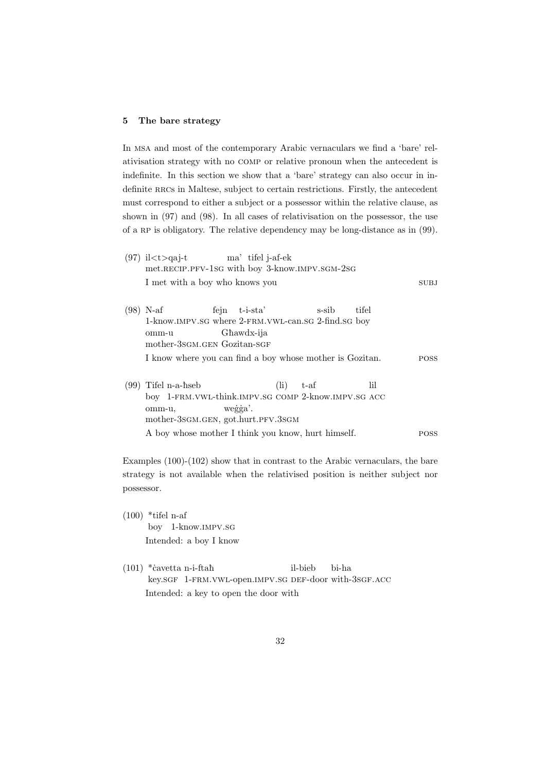## 5 The bare strategy

In MSA and most of the contemporary Arabic vernaculars we find a 'bare' relativisation strategy with no COMP or relative pronoun when the antecedent is indefinite. In this section we show that a 'bare' strategy can also occur in indefinite RRCs in Maltese, subject to certain restrictions. Firstly, the antecedent must correspond to either a subject or a possessor within the relative clause, as shown in (97) and (98). In all cases of relativisation on the possessor, the use of a RP is obligatory. The relative dependency may be long-distance as in (99).

(97) il<t>qaj-t ma' tifel j-af-ek
met.RECIP.PFV-1SG with boy 3-know.IMPV.SGM-2SG
I met with a boy who knows you — SUBJ

(98) N-af fejn t-i-sta' s-sib tifel
1-know.IMPV.SG where 2-FRM.VWL-can.SG 2-find.SG boy
omm-u Għawdx-ija
mother-3SGM.GEN Gozitan-SGF
I know where you can find a boy whose mother is Gozitan. — POSS

(99) Tifel n-a-ħseb (li) t-af lil
boy 1-FRM.VWL-think.IMPV.SG COMP 2-know.IMPV.SG ACC
omm-u, weġġa'.
mother-3SGM.GEN, got.hurt.PFV.3SGM
A boy whose mother I think you know, hurt himself. — POSS

Examples (100)-(102) show that in contrast to the Arabic vernaculars, the bare strategy is not available when the relativised position is neither subject nor possessor.

(100) *tifel n-af
boy 1-know.IMPV.SG
Intended: a boy I know

(101) *ċavetta n-i-ftaħ il-bieb bi-ha
key.SGF 1-FRM.VWL-open.IMPV.SG DEF-door with-3SGF.ACC
Intended: a key to open the door with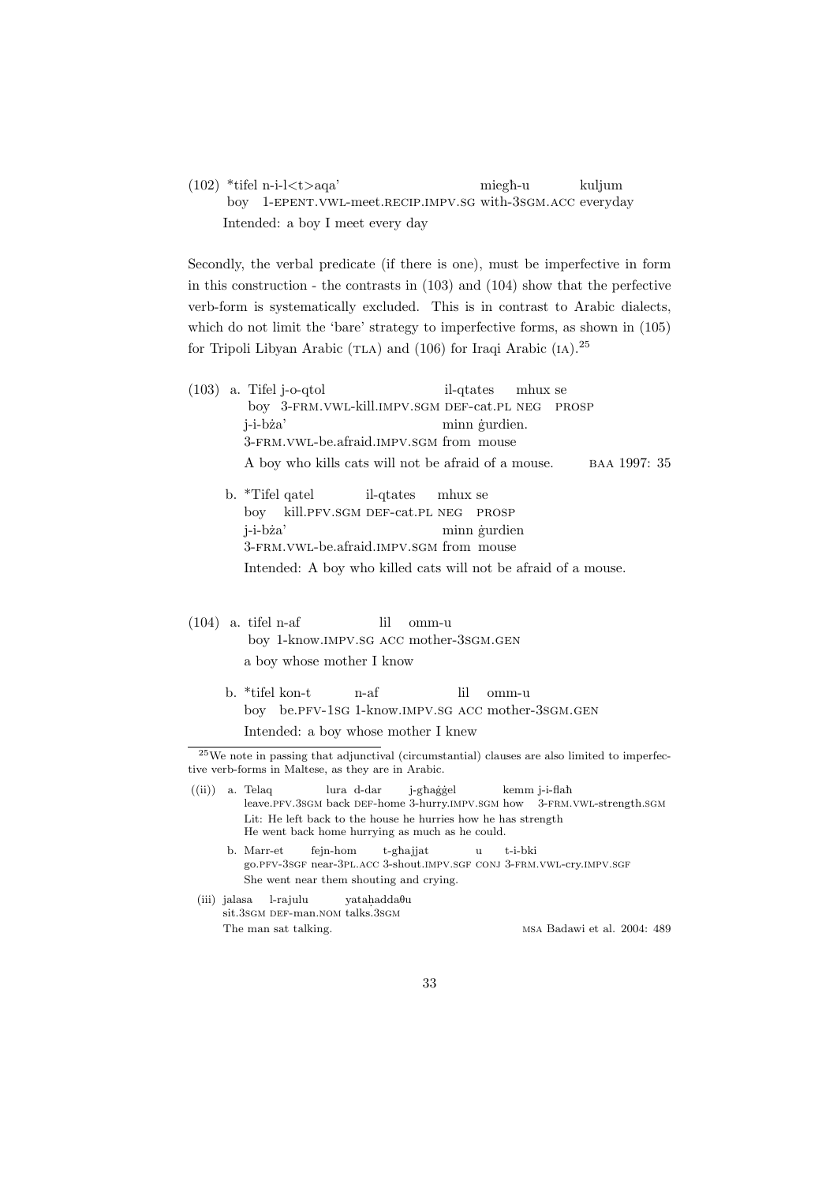(102) \*tifel n-i-l<t>aqa' miegħ-u kuljum
boy 1-EPENT.VWL-meet.RECIP.IMPV.SG with-3SGM.ACC everyday
Intended: a boy I meet every day

Secondly, the verbal predicate (if there is one), must be imperfective in form in this construction - the contrasts in (103) and (104) show that the perfective verb-form is systematically excluded. This is in contrast to Arabic dialects, which do not limit the 'bare' strategy to imperfective forms, as shown in (105) for Tripoli Libyan Arabic (TLA) and (106) for Iraqi Arabic (IA).[25]

(103) a. Tifel j-o-qtol il-qtates mhux se
boy 3-FRM.VWL-kill.IMPV.SGM DEF-cat.PL NEG PROSP
j-i-bża' minn ġurdien.
3-FRM.VWL-be.afraid.IMPV.SGM from mouse
A boy who kills cats will not be afraid of a mouse. BAA 1997: 35

b. \*Tifel qatel il-qtates mhux se
boy kill.PFV.SGM DEF-cat.PL NEG PROSP
j-i-bża' minn ġurdien
3-FRM.VWL-be.afraid.IMPV.SGM from mouse
Intended: A boy who killed cats will not be afraid of a mouse.

(104) a. tifel n-af lil omm-u
boy 1-know.IMPV.SG ACC mother-3SGM.GEN
a boy whose mother I know

b. \*tifel kon-t n-af lil omm-u
boy be.PFV-1SG 1-know.IMPV.SG ACC mother-3SGM.GEN
Intended: a boy whose mother I knew

[25] We note in passing that adjunctival (circumstantial) clauses are also limited to imperfective verb-forms in Maltese, as they are in Arabic.

((ii)) a. Telaq lura d-dar j-għaġġel kemm j-i-flaħ
leave.PFV.3SGM back DEF-home 3-hurry.IMPV.SGM how 3-FRM.VWL-strength.SGM
Lit: He left back to the house he hurries how he has strength
He went back home hurrying as much as he could.

b. Marr-et fejn-hom t-għajjat u t-i-bki
go.PFV-3SGF near-3PL.ACC 3-shout.IMPV.SGF CONJ 3-FRM.VWL-cry.IMPV.SGF
She went near them shouting and crying.

(iii) jalasa l-rajulu yataḥaddaθu
sit.3SGM DEF-man.NOM talks.3SGM
The man sat talking. MSA Badawi et al. 2004: 489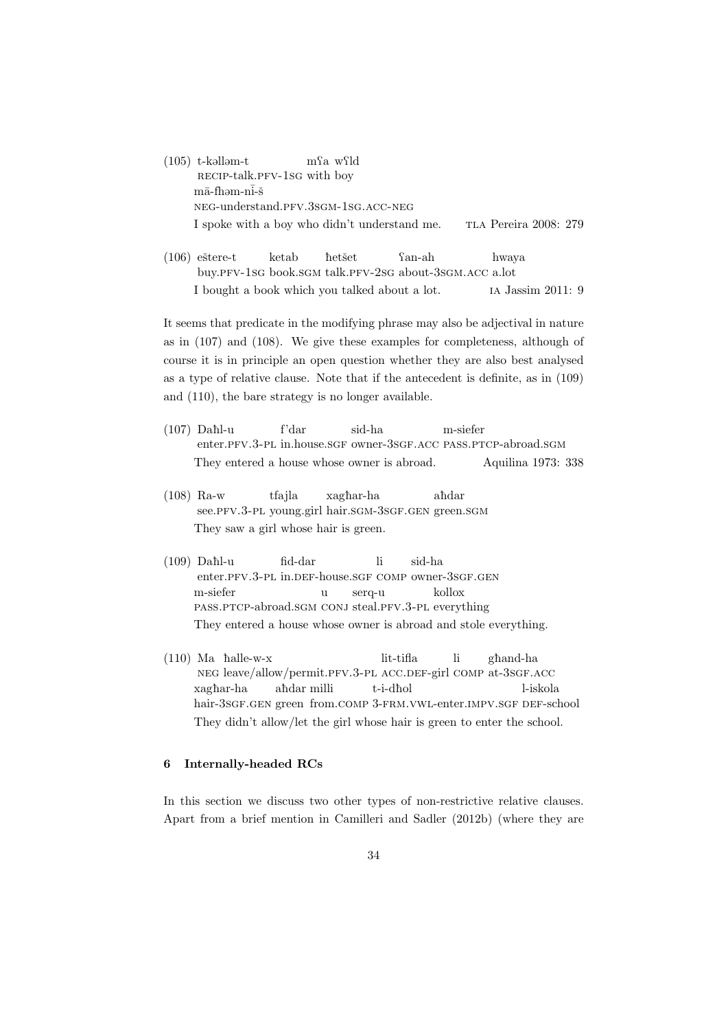(105) t-kəlləm-t mʕa wʕld
RECIP-talk.PFV-1SG with boy
mā-fhəm-nī-š
NEG-understand.PFV.3SGM-1SG.ACC-NEG
I spoke with a boy who didn't understand me. TLA Pereira 2008: 279

(106) eštere-t ketab ħetšet ʕan-ah hwaya
buy.PFV-1SG book.SGM talk.PFV-2SG about-3SGM.ACC a.lot
I bought a book which you talked about a lot. IA Jassim 2011: 9

It seems that predicate in the modifying phrase may also be adjectival in nature as in (107) and (108). We give these examples for completeness, although of course it is in principle an open question whether they are also best analysed as a type of relative clause. Note that if the antecedent is definite, as in (109) and (110), the bare strategy is no longer available.

(107) Daħl-u f'dar sid-ha m-siefer
enter.PFV.3-PL in.house.SGF owner-3SGF.ACC PASS.PTCP-abroad.SGM
They entered a house whose owner is abroad. Aquilina 1973: 338

(108) Ra-w tfajla xagħar-ha aħdar
see.PFV.3-PL young.girl hair.SGM-3SGF.GEN green.SGM
They saw a girl whose hair is green.

(109) Daħl-u fid-dar li sid-ha
enter.PFV.3-PL in.DEF-house.SGF COMP owner-3SGF.GEN
m-siefer u serq-u kollox
PASS.PTCP-abroad.SGM CONJ steal.PFV.3-PL everything
They entered a house whose owner is abroad and stole everything.

(110) Ma ħalle-w-x lit-tifla li għand-ha
NEG leave/allow/permit.PFV.3-PL ACC.DEF-girl COMP at-3SGF.ACC
xagħar-ha aħdar milli t-i-dħol l-iskola
hair-3SGF.GEN green from.COMP 3-FRM.VWL-enter.IMPV.SGF DEF-school
They didn't allow/let the girl whose hair is green to enter the school.

## 6 Internally-headed RCs

In this section we discuss two other types of non-restrictive relative clauses. Apart from a brief mention in Camilleri and Sadler (2012b) (where they are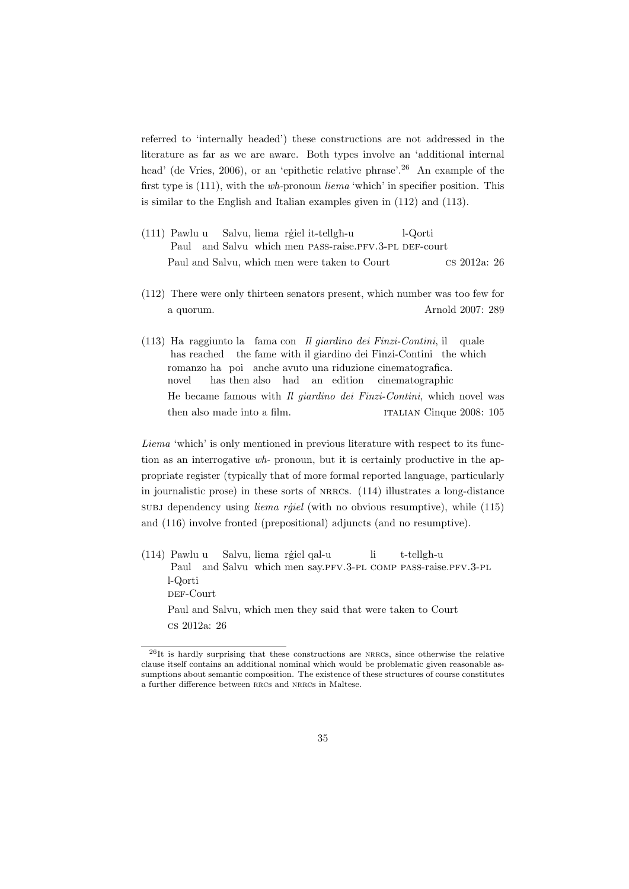referred to 'internally headed') these constructions are not addressed in the literature as far as we are aware. Both types involve an 'additional internal head' (de Vries, 2006), or an 'epithetic relative phrase'.[26] An example of the first type is (111), with the *wh*-pronoun *liema* 'which' in specifier position. This is similar to the English and Italian examples given in (112) and (113).

(111) Pawlu u Salvu, liema rġiel it-tellgħ-u l-Qorti
 Paul and Salvu which men PASS-raise.PFV.3-PL DEF-court
 Paul and Salvu, which men were taken to Court — CS 2012a: 26

(112) There were only thirteen senators present, which number was too few for a quorum. — Arnold 2007: 289

(113) Ha raggiunto la fama con *Il giardino dei Finzi-Contini*, il quale romanzo ha poi anche avuto una riduzione cinematografica.
 has reached the fame with il giardino dei Finzi-Contini the which novel has then also had an edition cinematographic
 He became famous with *Il giardino dei Finzi-Contini*, which novel was then also made into a film. — ITALIAN Cinque 2008: 105

*Liema* 'which' is only mentioned in previous literature with respect to its function as an interrogative *wh*- pronoun, but it is certainly productive in the appropriate register (typically that of more formal reported language, particularly in journalistic prose) in these sorts of NRRCs. (114) illustrates a long-distance SUBJ dependency using *liema rġiel* (with no obvious resumptive), while (115) and (116) involve fronted (prepositional) adjuncts (and no resumptive).

(114) Pawlu u Salvu, liema rġiel qal-u li t-tellgħ-u l-Qorti
 Paul and Salvu which men say.PFV.3-PL COMP PASS-raise.PFV.3-PL DEF-Court
 Paul and Salvu, which men they said that were taken to Court
 CS 2012a: 26

[26] It is hardly surprising that these constructions are NRRCs, since otherwise the relative clause itself contains an additional nominal which would be problematic given reasonable assumptions about semantic composition. The existence of these structures of course constitutes a further difference between RRCs and NRRCs in Maltese.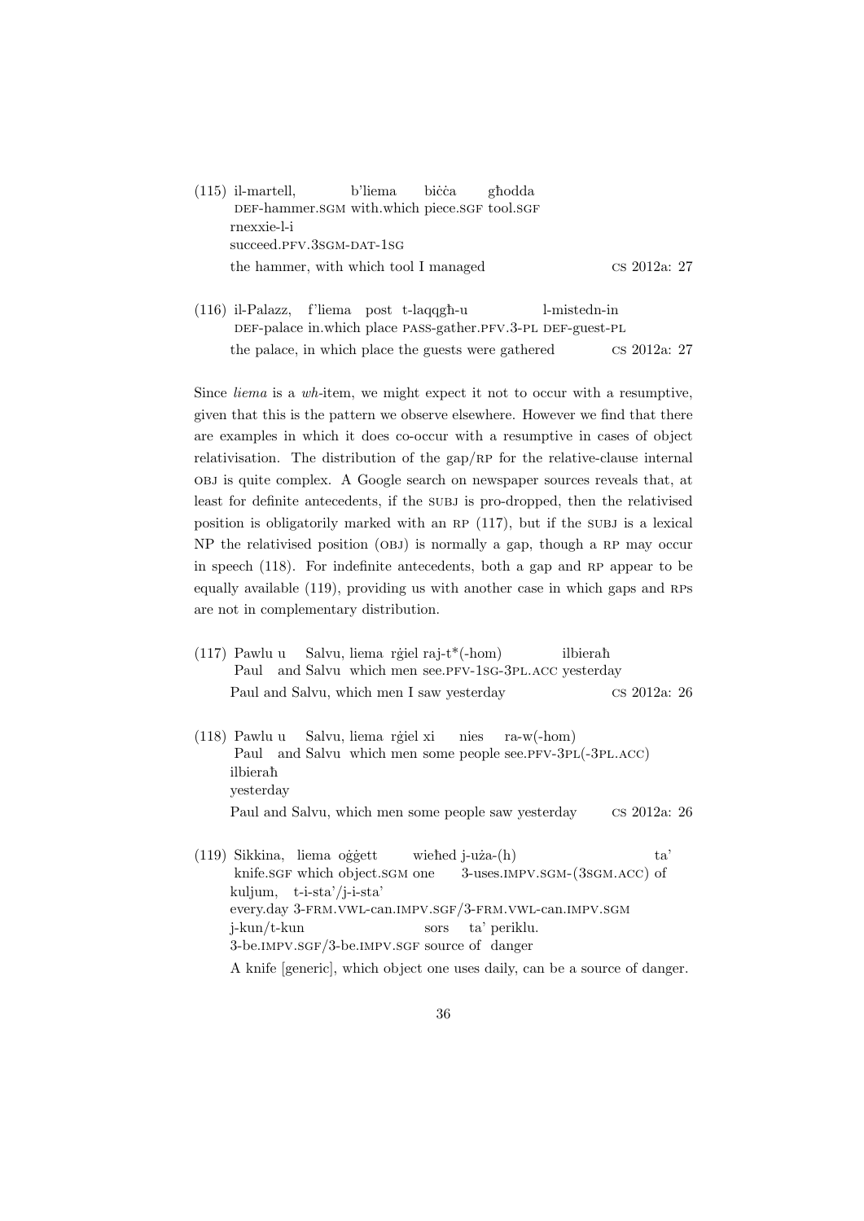(115) il-martell, b'liema biċċa għodda
 DEF-hammer.SGM with.which piece.SGF tool.SGF
 rnexxie-l-i
 succeed.PFV.3SGM-DAT-1SG
 the hammer, with which tool I managed — CS 2012a: 27

(116) il-Palazz, f'liema post t-laqqgħ-u l-mistedn-in
 DEF-palace in.which place PASS-gather.PFV.3-PL DEF-guest-PL
 the palace, in which place the guests were gathered — CS 2012a: 27

Since *liema* is a *wh*-item, we might expect it not to occur with a resumptive, given that this is the pattern we observe elsewhere. However we find that there are examples in which it does co-occur with a resumptive in cases of object relativisation. The distribution of the gap/RP for the relative-clause internal OBJ is quite complex. A Google search on newspaper sources reveals that, at least for definite antecedents, if the SUBJ is pro-dropped, then the relativised position is obligatorily marked with an RP (117), but if the SUBJ is a lexical NP the relativised position (OBJ) is normally a gap, though a RP may occur in speech (118). For indefinite antecedents, both a gap and RP appear to be equally available (119), providing us with another case in which gaps and RPs are not in complementary distribution.

(117) Pawlu u Salvu, liema rġiel raj-t*(-hom) ilbieraħ
 Paul and Salvu which men see.PFV-1SG-3PL.ACC yesterday
 Paul and Salvu, which men I saw yesterday — CS 2012a: 26

(118) Pawlu u Salvu, liema rġiel xi nies ra-w(-hom)
 Paul and Salvu which men some people see.PFV-3PL(-3PL.ACC)
 ilbieraħ
 yesterday
 Paul and Salvu, which men some people saw yesterday — CS 2012a: 26

(119) Sikkina, liema oġġett wieħed j-uża-(h) ta'
 knife.SGF which object.SGM one 3-uses.IMPV.SGM-(3SGM.ACC) of
 kuljum, t-i-sta'/j-i-sta'
 every.day 3-FRM.VWL-can.IMPV.SGF/3-FRM.VWL-can.IMPV.SGM
 j-kun/t-kun sors ta' periklu.
 3-be.IMPV.SGF/3-be.IMPV.SGF source of danger
 A knife [generic], which object one uses daily, can be a source of danger.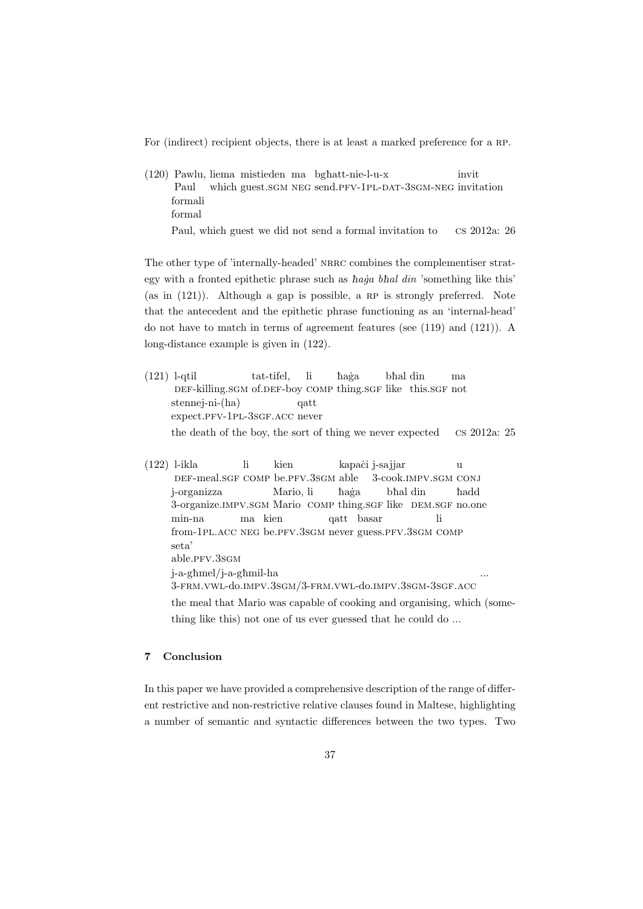For (indirect) recipient objects, there is at least a marked preference for a RP.

(120) Pawlu, liema mistieden ma bgħatt-nie-l-u-x invit formali
Paul which guest.SGM NEG send.PFV-1PL-DAT-3SGM-NEG invitation formal
Paul, which guest we did not send a formal invitation to CS 2012a: 26

The other type of 'internally-headed' NRRC combines the complementiser strategy with a fronted epithetic phrase such as *ħaġa bħal din* 'something like this' (as in (121)). Although a gap is possible, a RP is strongly preferred. Note that the antecedent and the epithetic phrase functioning as an 'internal-head' do not have to match in terms of agreement features (see (119) and (121)). A long-distance example is given in (122).

(121) l-qtil tat-tifel, li ħaġa bħal din ma stennej-ni-(ha) qatt
DEF-killing.SGM of.DEF-boy COMP thing.SGF like this.SGF not expect.PFV-1PL-3SGF.ACC never
the death of the boy, the sort of thing we never expected CS 2012a: 25

(122) l-ikla li kien kapaċi j-sajjar u j-organizza Mario, li ħaġa bħal din ħadd min-na ma kien qatt basar li seta' j-a-għmel/j-a-għmil-ha ...
DEF-meal.SGF COMP be.PFV.3SGM able 3-cook.IMPV.SGM CONJ 3-organize.IMPV.SGM Mario COMP thing.SGF like DEM.SGF no.one from-1PL.ACC NEG be.PFV.3SGM never guess.PFV.3SGM COMP able.PFV.3SGM 3-FRM.VWL-do.IMPV.3SGM/3-FRM.VWL-do.IMPV.3SGM-3SGF.ACC
the meal that Mario was capable of cooking and organising, which (something like this) not one of us ever guessed that he could do ...

## 7 Conclusion

In this paper we have provided a comprehensive description of the range of different restrictive and non-restrictive relative clauses found in Maltese, highlighting a number of semantic and syntactic differences between the two types. Two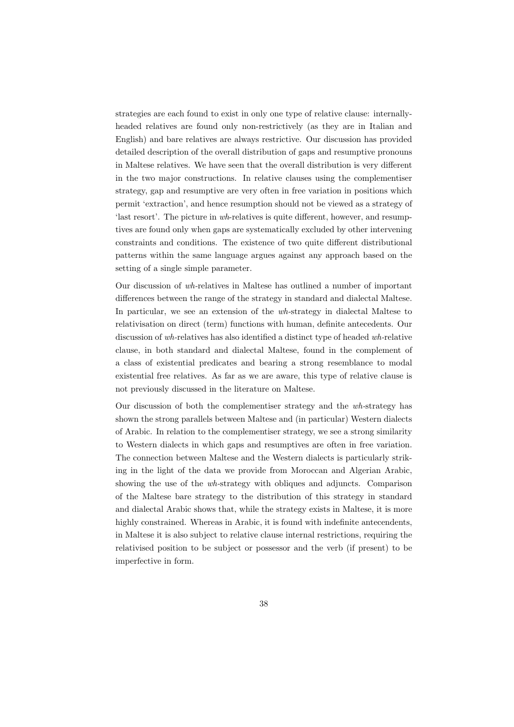strategies are each found to exist in only one type of relative clause: internally-headed relatives are found only non-restrictively (as they are in Italian and English) and bare relatives are always restrictive. Our discussion has provided detailed description of the overall distribution of gaps and resumptive pronouns in Maltese relatives. We have seen that the overall distribution is very different in the two major constructions. In relative clauses using the complementiser strategy, gap and resumptive are very often in free variation in positions which permit 'extraction', and hence resumption should not be viewed as a strategy of 'last resort'. The picture in *wh*-relatives is quite different, however, and resumptives are found only when gaps are systematically excluded by other intervening constraints and conditions. The existence of two quite different distributional patterns within the same language argues against any approach based on the setting of a single simple parameter.

Our discussion of *wh*-relatives in Maltese has outlined a number of important differences between the range of the strategy in standard and dialectal Maltese. In particular, we see an extension of the *wh*-strategy in dialectal Maltese to relativisation on direct (term) functions with human, definite antecedents. Our discussion of *wh*-relatives has also identified a distinct type of headed *wh*-relative clause, in both standard and dialectal Maltese, found in the complement of a class of existential predicates and bearing a strong resemblance to modal existential free relatives. As far as we are aware, this type of relative clause is not previously discussed in the literature on Maltese.

Our discussion of both the complementiser strategy and the *wh*-strategy has shown the strong parallels between Maltese and (in particular) Western dialects of Arabic. In relation to the complementiser strategy, we see a strong similarity to Western dialects in which gaps and resumptives are often in free variation. The connection between Maltese and the Western dialects is particularly striking in the light of the data we provide from Moroccan and Algerian Arabic, showing the use of the *wh*-strategy with obliques and adjuncts. Comparison of the Maltese bare strategy to the distribution of this strategy in standard and dialectal Arabic shows that, while the strategy exists in Maltese, it is more highly constrained. Whereas in Arabic, it is found with indefinite antecendents, in Maltese it is also subject to relative clause internal restrictions, requiring the relativised position to be subject or possessor and the verb (if present) to be imperfective in form.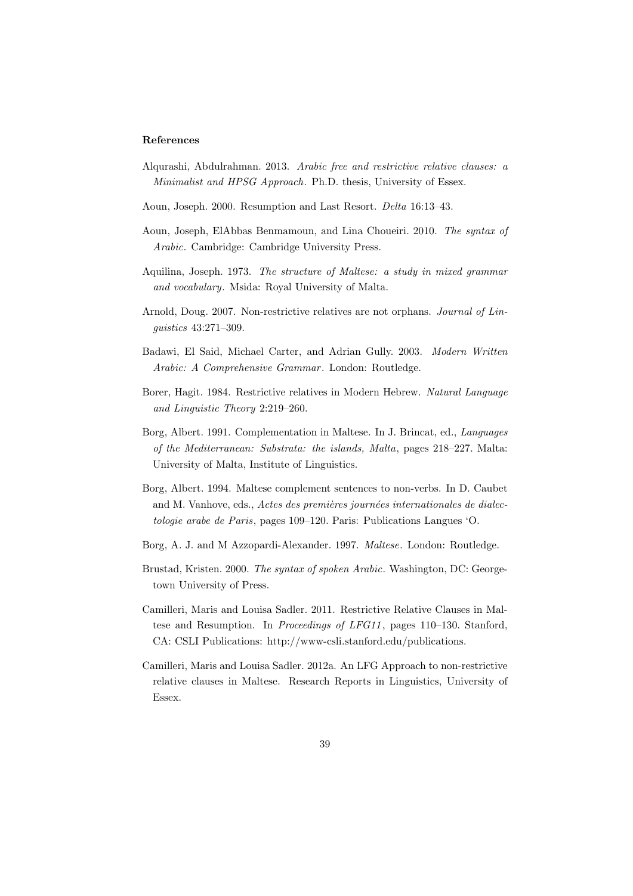**References**

Alqurashi, Abdulrahman. 2013. *Arabic free and restrictive relative clauses: a Minimalist and HPSG Approach*. Ph.D. thesis, University of Essex.

Aoun, Joseph. 2000. Resumption and Last Resort. *Delta* 16:13–43.

Aoun, Joseph, ElAbbas Benmamoun, and Lina Choueiri. 2010. *The syntax of Arabic*. Cambridge: Cambridge University Press.

Aquilina, Joseph. 1973. *The structure of Maltese: a study in mixed grammar and vocabulary*. Msida: Royal University of Malta.

Arnold, Doug. 2007. Non-restrictive relatives are not orphans. *Journal of Linguistics* 43:271–309.

Badawi, El Said, Michael Carter, and Adrian Gully. 2003. *Modern Written Arabic: A Comprehensive Grammar*. London: Routledge.

Borer, Hagit. 1984. Restrictive relatives in Modern Hebrew. *Natural Language and Linguistic Theory* 2:219–260.

Borg, Albert. 1991. Complementation in Maltese. In J. Brincat, ed., *Languages of the Mediterranean: Substrata: the islands, Malta*, pages 218–227. Malta: University of Malta, Institute of Linguistics.

Borg, Albert. 1994. Maltese complement sentences to non-verbs. In D. Caubet and M. Vanhove, eds., *Actes des premières journées internationales de dialectologie arabe de Paris*, pages 109–120. Paris: Publications Langues 'O.

Borg, A. J. and M Azzopardi-Alexander. 1997. *Maltese*. London: Routledge.

Brustad, Kristen. 2000. *The syntax of spoken Arabic*. Washington, DC: Georgetown University of Press.

Camilleri, Maris and Louisa Sadler. 2011. Restrictive Relative Clauses in Maltese and Resumption. In *Proceedings of LFG11*, pages 110–130. Stanford, CA: CSLI Publications: http://www-csli.stanford.edu/publications.

Camilleri, Maris and Louisa Sadler. 2012a. An LFG Approach to non-restrictive relative clauses in Maltese. Research Reports in Linguistics, University of Essex.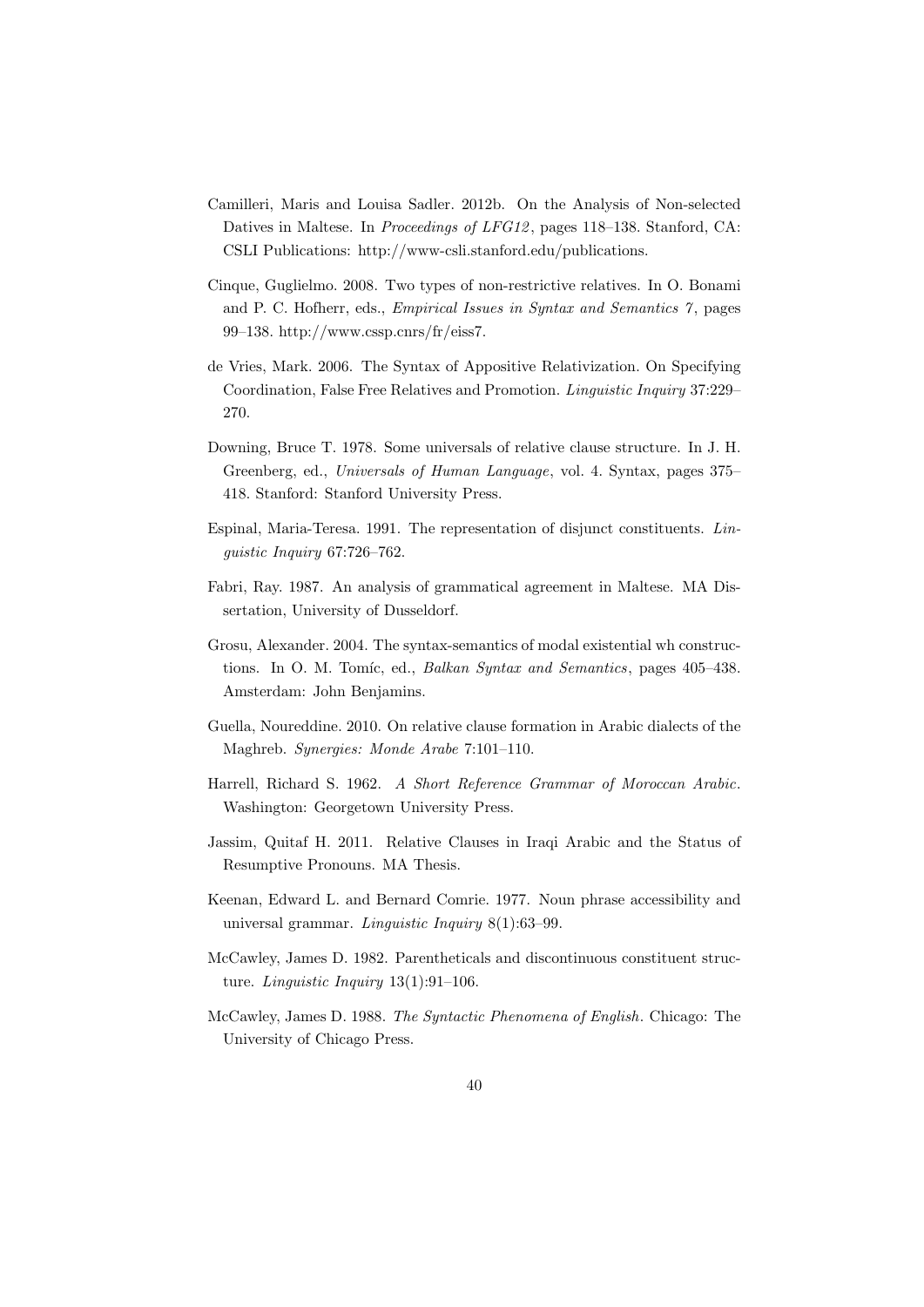Camilleri, Maris and Louisa Sadler. 2012b. On the Analysis of Non-selected Datives in Maltese. In *Proceedings of LFG12*, pages 118–138. Stanford, CA: CSLI Publications: http://www-csli.stanford.edu/publications.

Cinque, Guglielmo. 2008. Two types of non-restrictive relatives. In O. Bonami and P. C. Hofherr, eds., *Empirical Issues in Syntax and Semantics 7*, pages 99–138. http://www.cssp.cnrs/fr/eiss7.

de Vries, Mark. 2006. The Syntax of Appositive Relativization. On Specifying Coordination, False Free Relatives and Promotion. *Linguistic Inquiry* 37:229–270.

Downing, Bruce T. 1978. Some universals of relative clause structure. In J. H. Greenberg, ed., *Universals of Human Language*, vol. 4. Syntax, pages 375–418. Stanford: Stanford University Press.

Espinal, Maria-Teresa. 1991. The representation of disjunct constituents. *Linguistic Inquiry* 67:726–762.

Fabri, Ray. 1987. An analysis of grammatical agreement in Maltese. MA Dissertation, University of Dusseldorf.

Grosu, Alexander. 2004. The syntax-semantics of modal existential wh constructions. In O. M. Tomíc, ed., *Balkan Syntax and Semantics*, pages 405–438. Amsterdam: John Benjamins.

Guella, Noureddine. 2010. On relative clause formation in Arabic dialects of the Maghreb. *Synergies: Monde Arabe* 7:101–110.

Harrell, Richard S. 1962. *A Short Reference Grammar of Moroccan Arabic*. Washington: Georgetown University Press.

Jassim, Quitaf H. 2011. Relative Clauses in Iraqi Arabic and the Status of Resumptive Pronouns. MA Thesis.

Keenan, Edward L. and Bernard Comrie. 1977. Noun phrase accessibility and universal grammar. *Linguistic Inquiry* 8(1):63–99.

McCawley, James D. 1982. Parentheticals and discontinuous constituent structure. *Linguistic Inquiry* 13(1):91–106.

McCawley, James D. 1988. *The Syntactic Phenomena of English*. Chicago: The University of Chicago Press.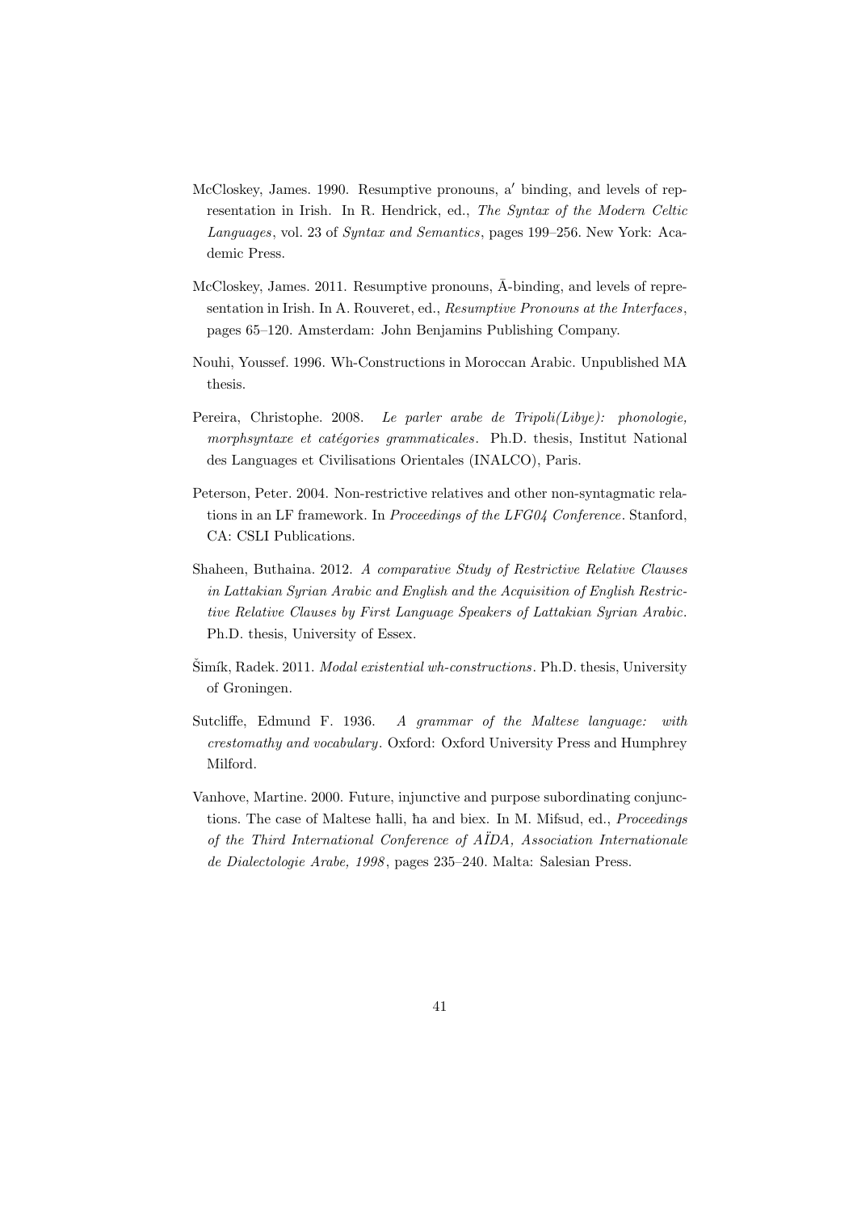McCloskey, James. 1990. Resumptive pronouns, a′ binding, and levels of representation in Irish. In R. Hendrick, ed., *The Syntax of the Modern Celtic Languages*, vol. 23 of *Syntax and Semantics*, pages 199–256. New York: Academic Press.

McCloskey, James. 2011. Resumptive pronouns, Ā-binding, and levels of representation in Irish. In A. Rouveret, ed., *Resumptive Pronouns at the Interfaces*, pages 65–120. Amsterdam: John Benjamins Publishing Company.

Nouhi, Youssef. 1996. Wh-Constructions in Moroccan Arabic. Unpublished MA thesis.

Pereira, Christophe. 2008. *Le parler arabe de Tripoli(Libye): phonologie, morphsyntaxe et catégories grammaticales*. Ph.D. thesis, Institut National des Languages et Civilisations Orientales (INALCO), Paris.

Peterson, Peter. 2004. Non-restrictive relatives and other non-syntagmatic relations in an LF framework. In *Proceedings of the LFG04 Conference*. Stanford, CA: CSLI Publications.

Shaheen, Buthaina. 2012. *A comparative Study of Restrictive Relative Clauses in Lattakian Syrian Arabic and English and the Acquisition of English Restrictive Relative Clauses by First Language Speakers of Lattakian Syrian Arabic*. Ph.D. thesis, University of Essex.

Šimík, Radek. 2011. *Modal existential wh-constructions*. Ph.D. thesis, University of Groningen.

Sutcliffe, Edmund F. 1936. *A grammar of the Maltese language: with crestomathy and vocabulary*. Oxford: Oxford University Press and Humphrey Milford.

Vanhove, Martine. 2000. Future, injunctive and purpose subordinating conjunctions. The case of Maltese ħalli, ħa and biex. In M. Mifsud, ed., *Proceedings of the Third International Conference of AÏDA, Association Internationale de Dialectologie Arabe, 1998*, pages 235–240. Malta: Salesian Press.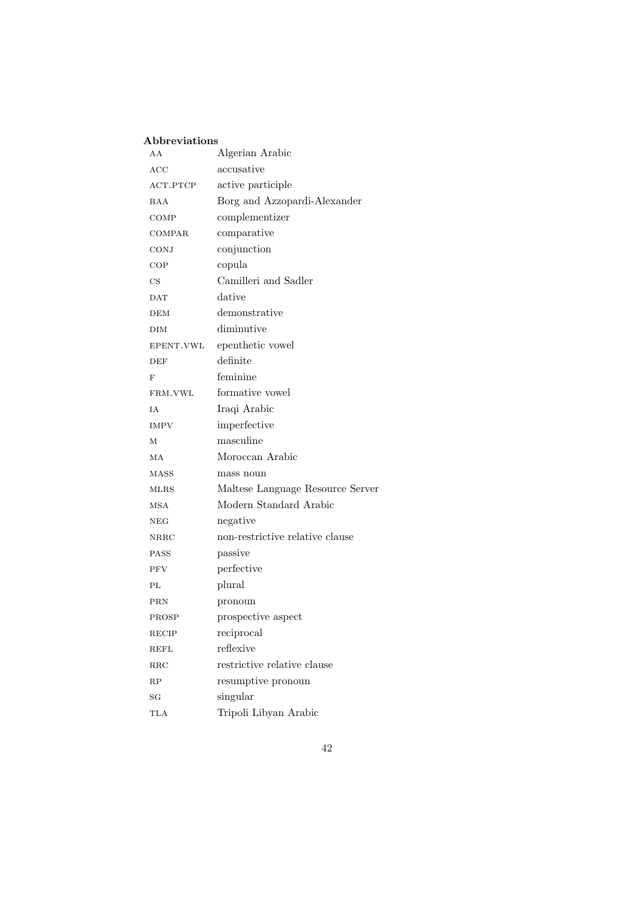**Abbreviations**

| | |
|---|---|
| AA | Algerian Arabic |
| ACC | accusative |
| ACT.PTCP | active participle |
| BAA | Borg and Azzopardi-Alexander |
| COMP | complementizer |
| COMPAR | comparative |
| CONJ | conjunction |
| COP | copula |
| CS | Camilleri and Sadler |
| DAT | dative |
| DEM | demonstrative |
| DIM | diminutive |
| EPENT.VWL | epenthetic vowel |
| DEF | definite |
| F | feminine |
| FRM.VWL | formative vowel |
| IA | Iraqi Arabic |
| IMPV | imperfective |
| M | masculine |
| MA | Moroccan Arabic |
| MASS | mass noun |
| MLRS | Maltese Language Resource Server |
| MSA | Modern Standard Arabic |
| NEG | negative |
| NRRC | non-restrictive relative clause |
| PASS | passive |
| PFV | perfective |
| PL | plural |
| PRN | pronoun |
| PROSP | prospective aspect |
| RECIP | reciprocal |
| REFL | reflexive |
| RRC | restrictive relative clause |
| RP | resumptive pronoun |
| SG | singular |
| TLA | Tripoli Libyan Arabic |